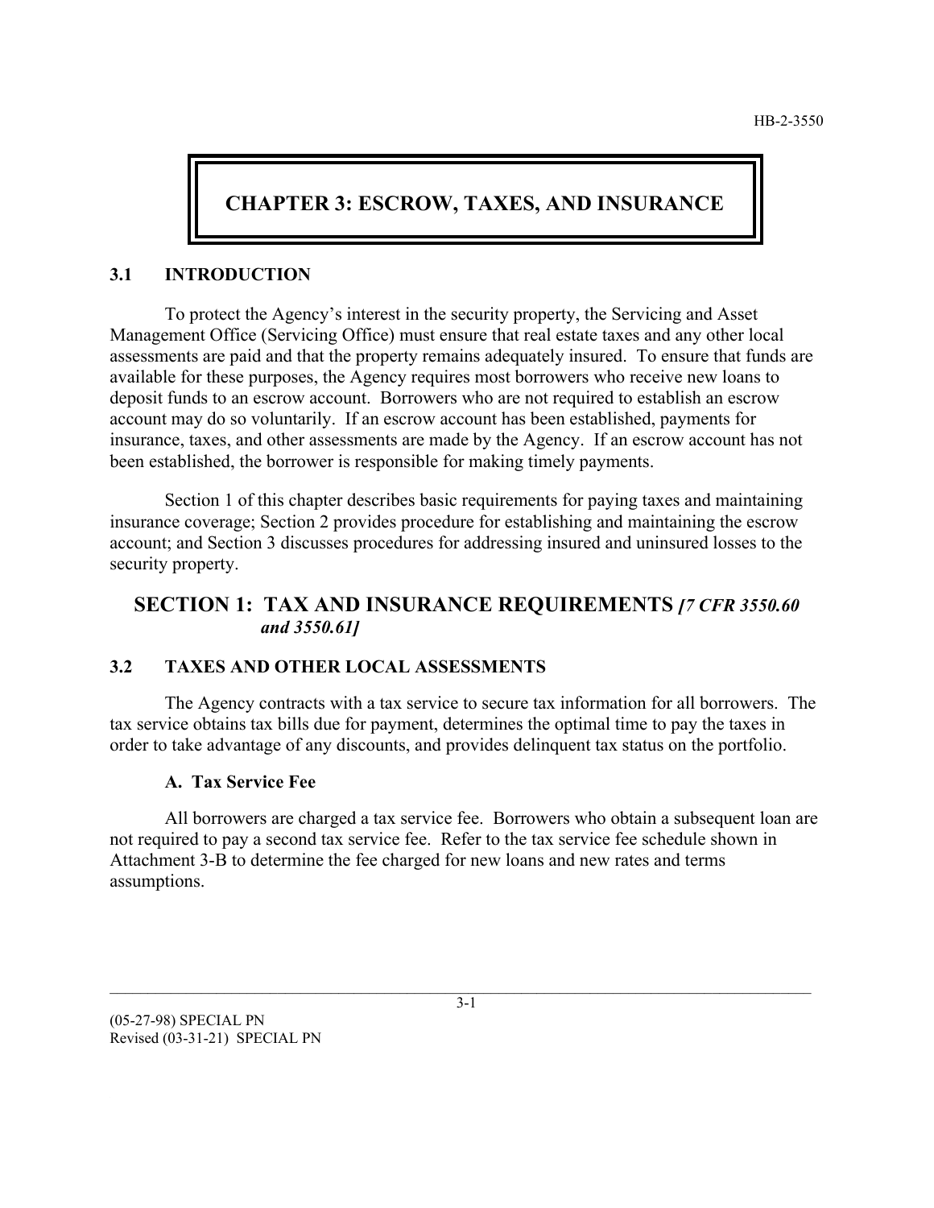# CHAPTER 3: ESCROW, TAXES, AND INSURANCE

## 3.1 INTRODUCTION

To protect the Agency's interest in the security property, the Servicing and Asset Management Office (Servicing Office) must ensure that real estate taxes and any other local assessments are paid and that the property remains adequately insured. To ensure that funds are available for these purposes, the Agency requires most borrowers who receive new loans to deposit funds to an escrow account. Borrowers who are not required to establish an escrow account may do so voluntarily. If an escrow account has been established, payments for insurance, taxes, and other assessments are made by the Agency. If an escrow account has not been established, the borrower is responsible for making timely payments.

Section 1 of this chapter describes basic requirements for paying taxes and maintaining insurance coverage; Section 2 provides procedure for establishing and maintaining the escrow account; and Section 3 discusses procedures for addressing insured and uninsured losses to the security property.

## SECTION 1: TAX AND INSURANCE REQUIREMENTS *[7 CFR 3550.60 and 3550.61]*

## 3.2 TAXES AND OTHER LOCAL ASSESSMENTS

The Agency contracts with a tax service to secure tax information for all borrowers. The tax service obtains tax bills due for payment, determines the optimal time to pay the taxes in order to take advantage of any discounts, and provides delinquent tax status on the portfolio.

### A. Tax Service Fee

All borrowers are charged a tax service fee. Borrowers who obtain a subsequent loan are not required to pay a second tax service fee. Refer to the tax service fee schedule shown in Attachment 3-B to determine the fee charged for new loans and new rates and terms assumptions.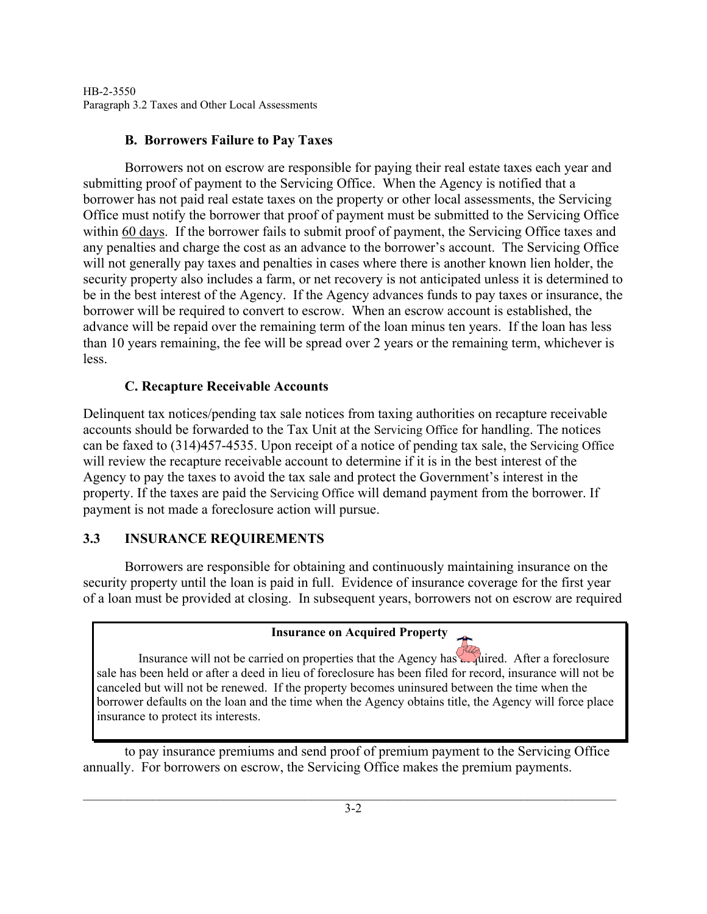### B. Borrowers Failure to Pay Taxes

Borrowers not on escrow are responsible for paying their real estate taxes each year and submitting proof of payment to the Servicing Office. When the Agency is notified that a borrower has not paid real estate taxes on the property or other local assessments, the Servicing Office must notify the borrower that proof of payment must be submitted to the Servicing Office within 60 days. If the borrower fails to submit proof of payment, the Servicing Office taxes and any penalties and charge the cost as an advance to the borrower's account. The Servicing Office will not generally pay taxes and penalties in cases where there is another known lien holder, the security property also includes a farm, or net recovery is not anticipated unless it is determined to be in the best interest of the Agency. If the Agency advances funds to pay taxes or insurance, the borrower will be required to convert to escrow. When an escrow account is established, the advance will be repaid over the remaining term of the loan minus ten years. If the loan has less than 10 years remaining, the fee will be spread over 2 years or the remaining term, whichever is less.

### C. Recapture Receivable Accounts

Delinquent tax notices/pending tax sale notices from taxing authorities on recapture receivable accounts should be forwarded to the Tax Unit at the Servicing Office for handling. The notices can be faxed to (314)457-4535. Upon receipt of a notice of pending tax sale, the Servicing Office will review the recapture receivable account to determine if it is in the best interest of the Agency to pay the taxes to avoid the tax sale and protect the Government's interest in the property. If the taxes are paid the Servicing Office will demand payment from the borrower. If payment is not made a foreclosure action will pursue.

## 3.3 INSURANCE REQUIREMENTS

Borrowers are responsible for obtaining and continuously maintaining insurance on the security property until the loan is paid in full. Evidence of insurance coverage for the first year of a loan must be provided at closing. In subsequent years, borrowers not on escrow are required to pay insurance premiums and send proof of premium payment to the Servicing Office annually. For borrowers on escrow, the Servicing Office makes the premium payments.

> **Insurance on Acquired Property**
>
> Insurance will not be carried on properties that the Agency has acquired. After a foreclosure sale has been held or after a deed in lieu of foreclosure has been filed for record, insurance will not be canceled but will not be renewed. If the property becomes uninsured between the time when the borrower defaults on the loan and the time when the Agency obtains title, the Agency will force place insurance to protect its interests.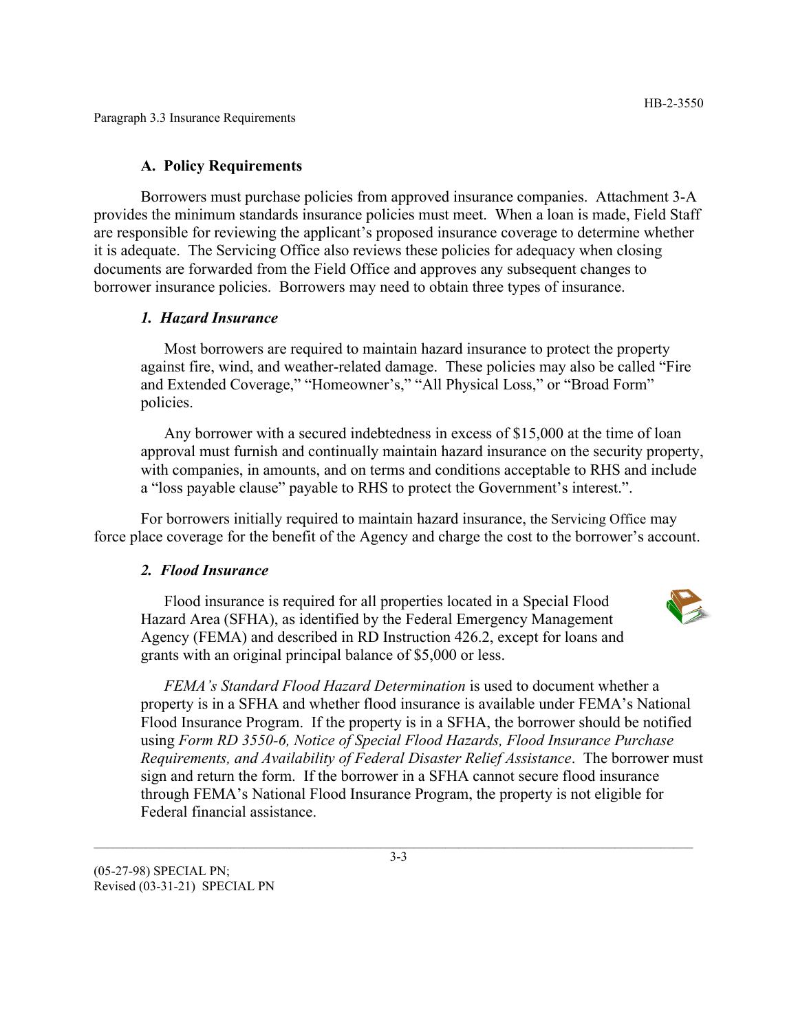### A. Policy Requirements

Borrowers must purchase policies from approved insurance companies. Attachment 3-A provides the minimum standards insurance policies must meet. When a loan is made, Field Staff are responsible for reviewing the applicant's proposed insurance coverage to determine whether it is adequate. The Servicing Office also reviews these policies for adequacy when closing documents are forwarded from the Field Office and approves any subsequent changes to borrower insurance policies. Borrowers may need to obtain three types of insurance.

#### *1. Hazard Insurance*

Most borrowers are required to maintain hazard insurance to protect the property against fire, wind, and weather-related damage. These policies may also be called "Fire and Extended Coverage," "Homeowner's," "All Physical Loss," or "Broad Form" policies.

Any borrower with a secured indebtedness in excess of $15,000 at the time of loan approval must furnish and continually maintain hazard insurance on the security property, with companies, in amounts, and on terms and conditions acceptable to RHS and include a "loss payable clause" payable to RHS to protect the Government's interest.".

For borrowers initially required to maintain hazard insurance, the Servicing Office may force place coverage for the benefit of the Agency and charge the cost to the borrower's account.

#### *2. Flood Insurance*

Flood insurance is required for all properties located in a Special Flood Hazard Area (SFHA), as identified by the Federal Emergency Management Agency (FEMA) and described in RD Instruction 426.2, except for loans and grants with an original principal balance of $5,000 or less.

*FEMA's Standard Flood Hazard Determination* is used to document whether a property is in a SFHA and whether flood insurance is available under FEMA's National Flood Insurance Program. If the property is in a SFHA, the borrower should be notified using *Form RD 3550-6, Notice of Special Flood Hazards, Flood Insurance Purchase Requirements, and Availability of Federal Disaster Relief Assistance*. The borrower must sign and return the form. If the borrower in a SFHA cannot secure flood insurance through FEMA's National Flood Insurance Program, the property is not eligible for Federal financial assistance.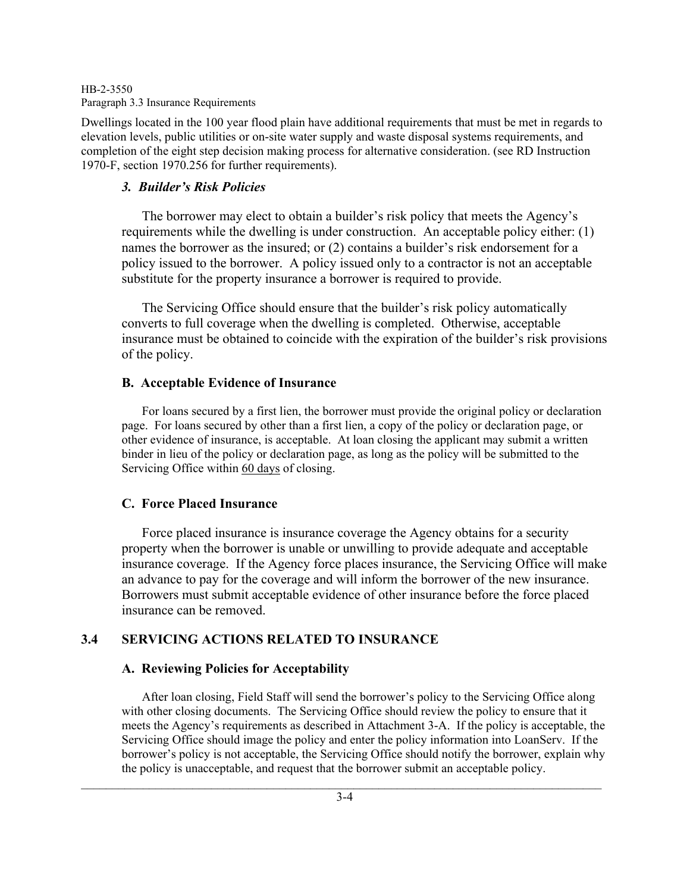Dwellings located in the 100 year flood plain have additional requirements that must be met in regards to elevation levels, public utilities or on-site water supply and waste disposal systems requirements, and completion of the eight step decision making process for alternative consideration. (see RD Instruction 1970-F, section 1970.256 for further requirements).

#### *3. Builder's Risk Policies*

The borrower may elect to obtain a builder's risk policy that meets the Agency's requirements while the dwelling is under construction. An acceptable policy either: (1) names the borrower as the insured; or (2) contains a builder's risk endorsement for a policy issued to the borrower. A policy issued only to a contractor is not an acceptable substitute for the property insurance a borrower is required to provide.

The Servicing Office should ensure that the builder's risk policy automatically converts to full coverage when the dwelling is completed. Otherwise, acceptable insurance must be obtained to coincide with the expiration of the builder's risk provisions of the policy.

### B. Acceptable Evidence of Insurance

For loans secured by a first lien, the borrower must provide the original policy or declaration page. For loans secured by other than a first lien, a copy of the policy or declaration page, or other evidence of insurance, is acceptable. At loan closing the applicant may submit a written binder in lieu of the policy or declaration page, as long as the policy will be submitted to the Servicing Office within 60 days of closing.

### C. Force Placed Insurance

Force placed insurance is insurance coverage the Agency obtains for a security property when the borrower is unable or unwilling to provide adequate and acceptable insurance coverage. If the Agency force places insurance, the Servicing Office will make an advance to pay for the coverage and will inform the borrower of the new insurance. Borrowers must submit acceptable evidence of other insurance before the force placed insurance can be removed.

## 3.4 SERVICING ACTIONS RELATED TO INSURANCE

### A. Reviewing Policies for Acceptability

After loan closing, Field Staff will send the borrower's policy to the Servicing Office along with other closing documents. The Servicing Office should review the policy to ensure that it meets the Agency's requirements as described in Attachment 3-A. If the policy is acceptable, the Servicing Office should image the policy and enter the policy information into LoanServ. If the borrower's policy is not acceptable, the Servicing Office should notify the borrower, explain why the policy is unacceptable, and request that the borrower submit an acceptable policy.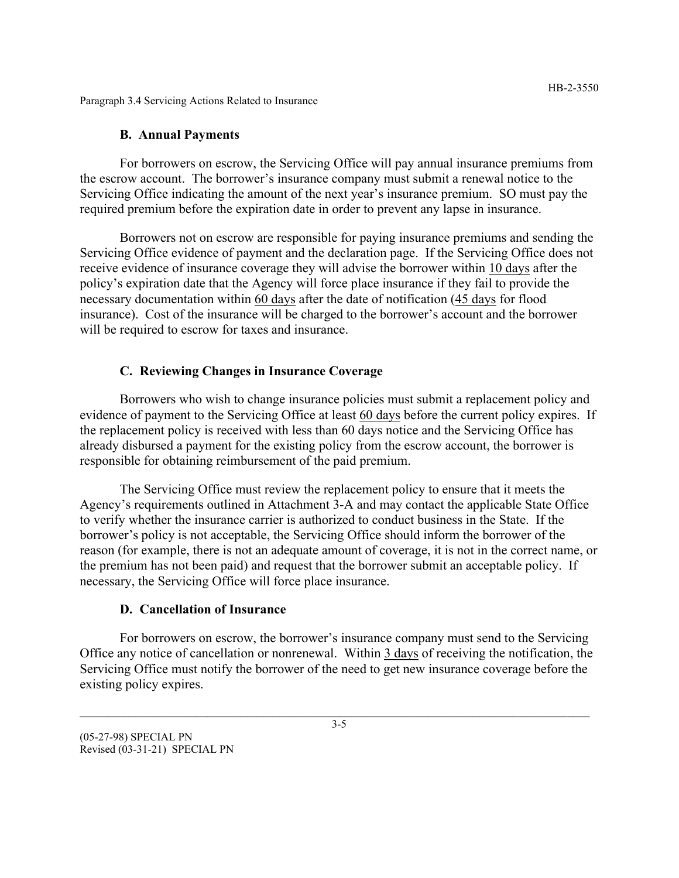### B. Annual Payments

For borrowers on escrow, the Servicing Office will pay annual insurance premiums from the escrow account. The borrower's insurance company must submit a renewal notice to the Servicing Office indicating the amount of the next year's insurance premium. SO must pay the required premium before the expiration date in order to prevent any lapse in insurance.

Borrowers not on escrow are responsible for paying insurance premiums and sending the Servicing Office evidence of payment and the declaration page. If the Servicing Office does not receive evidence of insurance coverage they will advise the borrower within 10 days after the policy's expiration date that the Agency will force place insurance if they fail to provide the necessary documentation within 60 days after the date of notification (45 days for flood insurance). Cost of the insurance will be charged to the borrower's account and the borrower will be required to escrow for taxes and insurance.

### C. Reviewing Changes in Insurance Coverage

Borrowers who wish to change insurance policies must submit a replacement policy and evidence of payment to the Servicing Office at least 60 days before the current policy expires. If the replacement policy is received with less than 60 days notice and the Servicing Office has already disbursed a payment for the existing policy from the escrow account, the borrower is responsible for obtaining reimbursement of the paid premium.

The Servicing Office must review the replacement policy to ensure that it meets the Agency's requirements outlined in Attachment 3-A and may contact the applicable State Office to verify whether the insurance carrier is authorized to conduct business in the State. If the borrower's policy is not acceptable, the Servicing Office should inform the borrower of the reason (for example, there is not an adequate amount of coverage, it is not in the correct name, or the premium has not been paid) and request that the borrower submit an acceptable policy. If necessary, the Servicing Office will force place insurance.

### D. Cancellation of Insurance

For borrowers on escrow, the borrower's insurance company must send to the Servicing Office any notice of cancellation or nonrenewal. Within 3 days of receiving the notification, the Servicing Office must notify the borrower of the need to get new insurance coverage before the existing policy expires.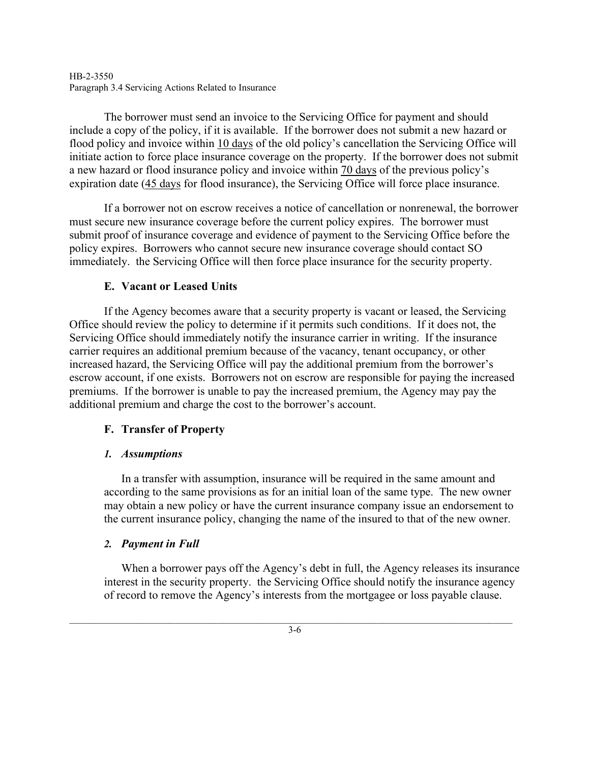The borrower must send an invoice to the Servicing Office for payment and should include a copy of the policy, if it is available. If the borrower does not submit a new hazard or flood policy and invoice within 10 days of the old policy's cancellation the Servicing Office will initiate action to force place insurance coverage on the property. If the borrower does not submit a new hazard or flood insurance policy and invoice within 70 days of the previous policy's expiration date (45 days for flood insurance), the Servicing Office will force place insurance.

If a borrower not on escrow receives a notice of cancellation or nonrenewal, the borrower must secure new insurance coverage before the current policy expires. The borrower must submit proof of insurance coverage and evidence of payment to the Servicing Office before the policy expires. Borrowers who cannot secure new insurance coverage should contact SO immediately. the Servicing Office will then force place insurance for the security property.

### E. Vacant or Leased Units

If the Agency becomes aware that a security property is vacant or leased, the Servicing Office should review the policy to determine if it permits such conditions. If it does not, the Servicing Office should immediately notify the insurance carrier in writing. If the insurance carrier requires an additional premium because of the vacancy, tenant occupancy, or other increased hazard, the Servicing Office will pay the additional premium from the borrower's escrow account, if one exists. Borrowers not on escrow are responsible for paying the increased premiums. If the borrower is unable to pay the increased premium, the Agency may pay the additional premium and charge the cost to the borrower's account.

### F. Transfer of Property

#### *1. Assumptions*

In a transfer with assumption, insurance will be required in the same amount and according to the same provisions as for an initial loan of the same type. The new owner may obtain a new policy or have the current insurance company issue an endorsement to the current insurance policy, changing the name of the insured to that of the new owner.

#### *2. Payment in Full*

When a borrower pays off the Agency's debt in full, the Agency releases its insurance interest in the security property. the Servicing Office should notify the insurance agency of record to remove the Agency's interests from the mortgagee or loss payable clause.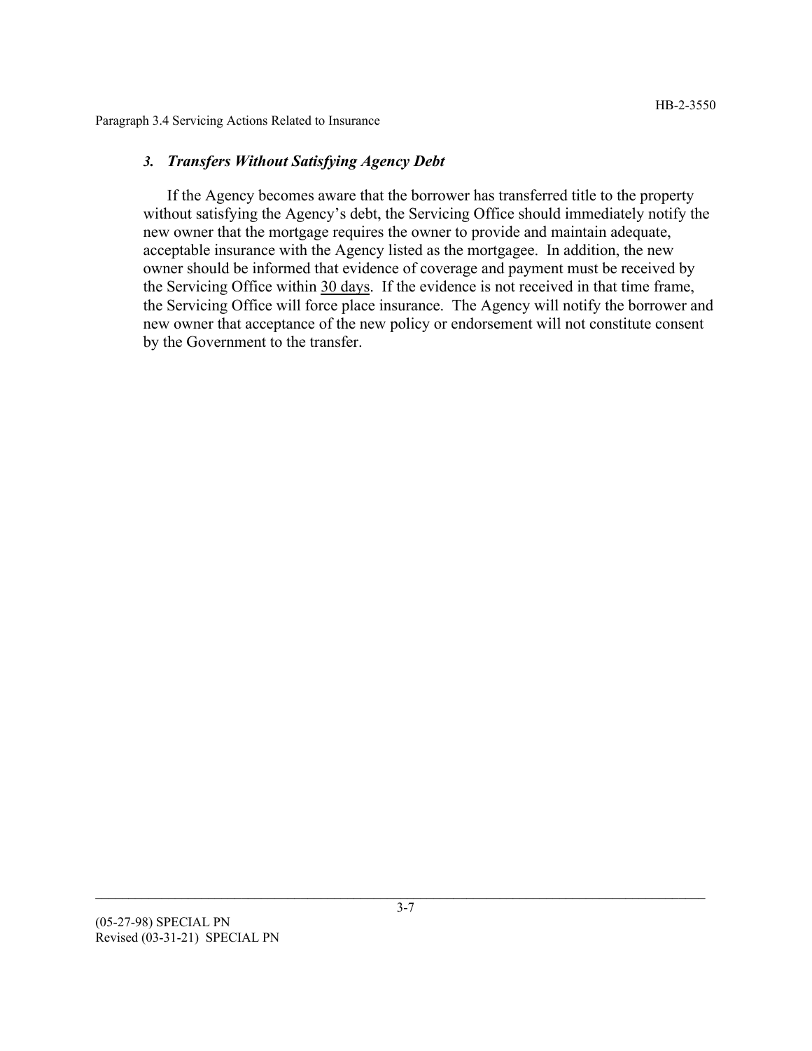### *3. Transfers Without Satisfying Agency Debt*

If the Agency becomes aware that the borrower has transferred title to the property without satisfying the Agency's debt, the Servicing Office should immediately notify the new owner that the mortgage requires the owner to provide and maintain adequate, acceptable insurance with the Agency listed as the mortgagee. In addition, the new owner should be informed that evidence of coverage and payment must be received by the Servicing Office within 30 days. If the evidence is not received in that time frame, the Servicing Office will force place insurance. The Agency will notify the borrower and new owner that acceptance of the new policy or endorsement will not constitute consent by the Government to the transfer.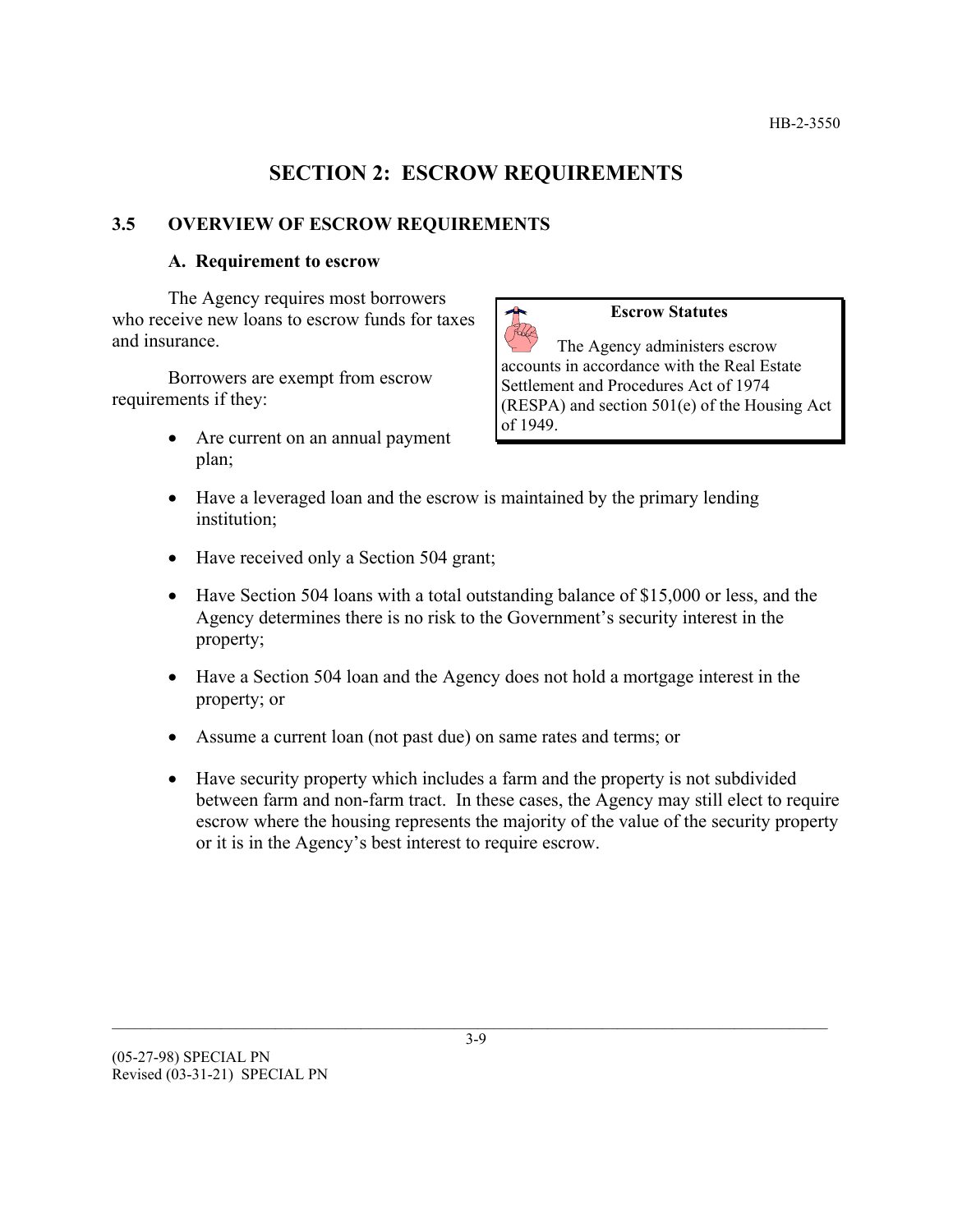# SECTION 2: ESCROW REQUIREMENTS

## 3.5 OVERVIEW OF ESCROW REQUIREMENTS

### A. Requirement to escrow

The Agency requires most borrowers who receive new loans to escrow funds for taxes and insurance.

> **Escrow Statutes**
>
> The Agency administers escrow accounts in accordance with the Real Estate Settlement and Procedures Act of 1974 (RESPA) and section 501(e) of the Housing Act of 1949.

Borrowers are exempt from escrow requirements if they:

- Are current on an annual payment plan;
- Have a leveraged loan and the escrow is maintained by the primary lending institution;
- Have received only a Section 504 grant;
- Have Section 504 loans with a total outstanding balance of $15,000 or less, and the Agency determines there is no risk to the Government's security interest in the property;
- Have a Section 504 loan and the Agency does not hold a mortgage interest in the property; or
- Assume a current loan (not past due) on same rates and terms; or
- Have security property which includes a farm and the property is not subdivided between farm and non-farm tract. In these cases, the Agency may still elect to require escrow where the housing represents the majority of the value of the security property or it is in the Agency's best interest to require escrow.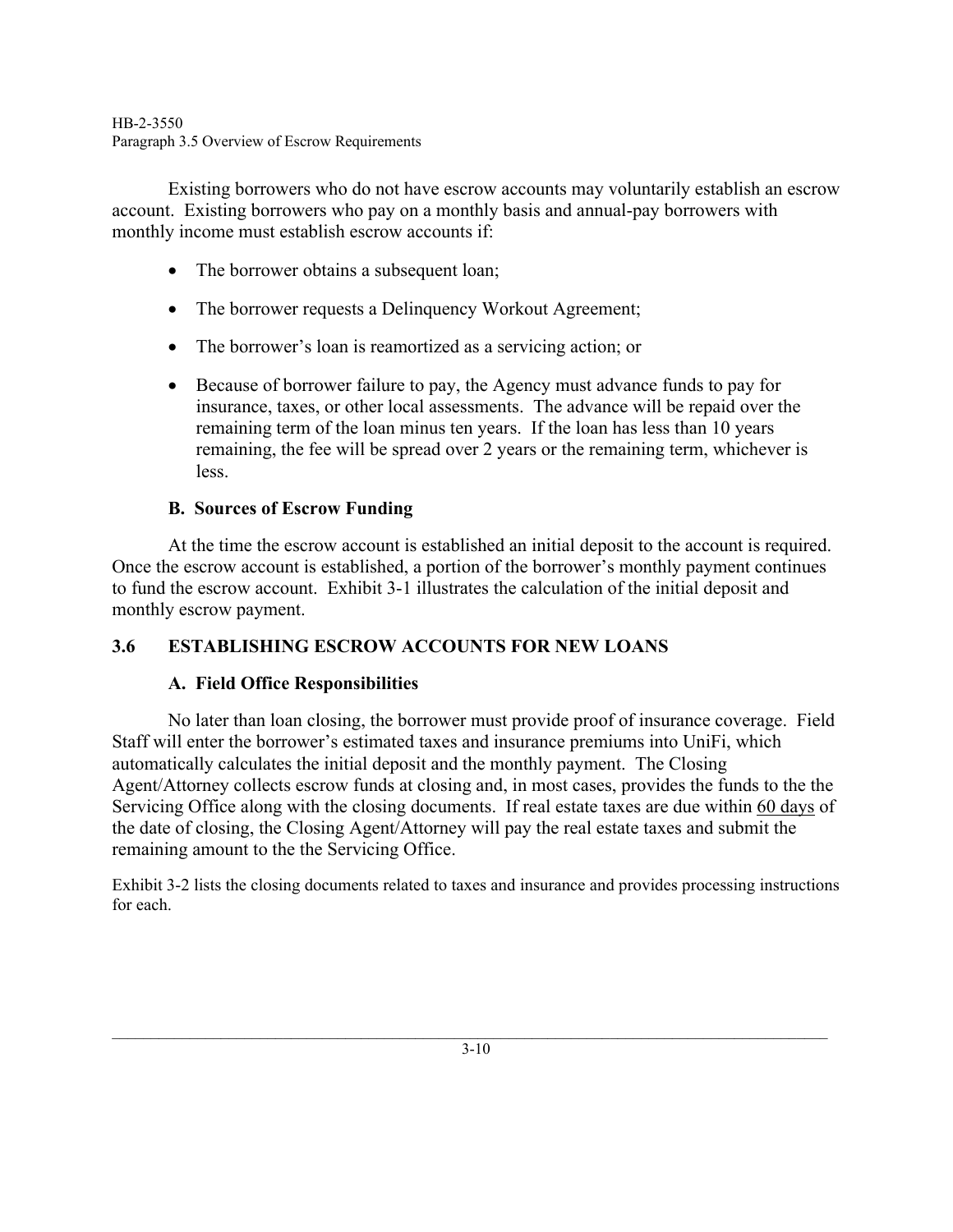Existing borrowers who do not have escrow accounts may voluntarily establish an escrow account. Existing borrowers who pay on a monthly basis and annual-pay borrowers with monthly income must establish escrow accounts if:

- The borrower obtains a subsequent loan;
- The borrower requests a Delinquency Workout Agreement;
- The borrower's loan is reamortized as a servicing action; or
- Because of borrower failure to pay, the Agency must advance funds to pay for insurance, taxes, or other local assessments. The advance will be repaid over the remaining term of the loan minus ten years. If the loan has less than 10 years remaining, the fee will be spread over 2 years or the remaining term, whichever is less.

### B. Sources of Escrow Funding

At the time the escrow account is established an initial deposit to the account is required. Once the escrow account is established, a portion of the borrower's monthly payment continues to fund the escrow account. Exhibit 3-1 illustrates the calculation of the initial deposit and monthly escrow payment.

## 3.6 ESTABLISHING ESCROW ACCOUNTS FOR NEW LOANS

### A. Field Office Responsibilities

No later than loan closing, the borrower must provide proof of insurance coverage. Field Staff will enter the borrower's estimated taxes and insurance premiums into UniFi, which automatically calculates the initial deposit and the monthly payment. The Closing Agent/Attorney collects escrow funds at closing and, in most cases, provides the funds to the the Servicing Office along with the closing documents. If real estate taxes are due within 60 days of the date of closing, the Closing Agent/Attorney will pay the real estate taxes and submit the remaining amount to the the Servicing Office.

Exhibit 3-2 lists the closing documents related to taxes and insurance and provides processing instructions for each.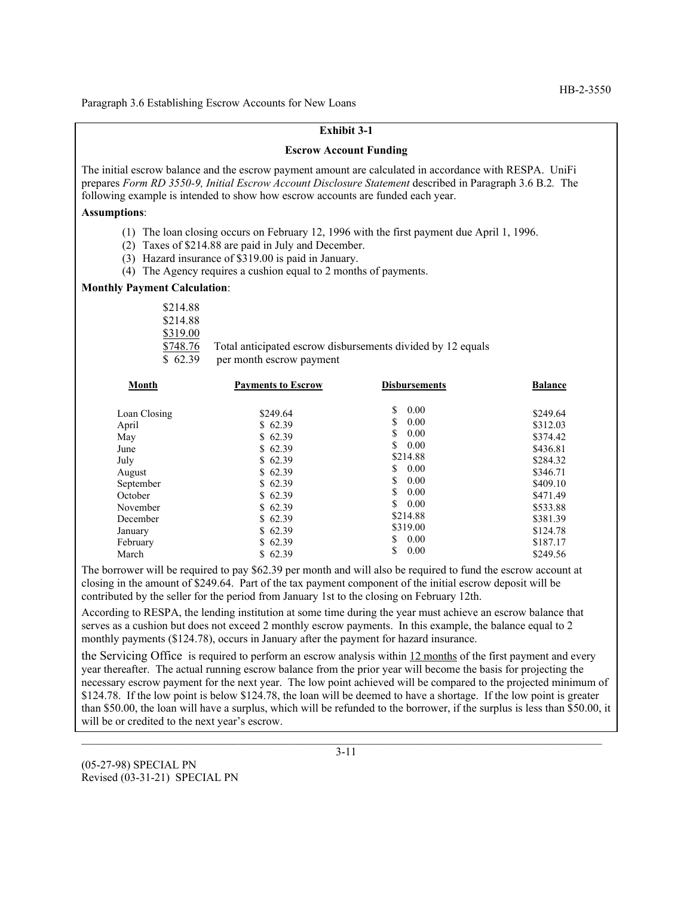Paragraph 3.6 Establishing Escrow Accounts for New Loans

## Exhibit 3-1

### Escrow Account Funding

The initial escrow balance and the escrow payment amount are calculated in accordance with RESPA. UniFi prepares *Form RD 3550-9, Initial Escrow Account Disclosure Statement* described in Paragraph 3.6 B.2. The following example is intended to show how escrow accounts are funded each year.

**Assumptions**:

(1) The loan closing occurs on February 12, 1996 with the first payment due April 1, 1996.
(2) Taxes of $214.88 are paid in July and December.
(3) Hazard insurance of $319.00 is paid in January.
(4) The Agency requires a cushion equal to 2 months of payments.

**Monthly Payment Calculation**:

| | |
|---|---|
| $214.88 | |
| $214.88 | |
| <u>$319.00</u> | |
| <u>$748.76</u> | Total anticipated escrow disbursements divided by 12 equals |
| $ 62.39 | per month escrow payment |

| Month | Payments to Escrow | Disbursements | Balance |
|---|---|---|---|
| Loan Closing | $249.64 | $ 0.00 | $249.64 |
| April | $ 62.39 | $ 0.00 | $312.03 |
| May | $ 62.39 | $ 0.00 | $374.42 |
| June | $ 62.39 | $ 0.00 | $436.81 |
| July | $ 62.39 | $214.88 | $284.32 |
| August | $ 62.39 | $ 0.00 | $346.71 |
| September | $ 62.39 | $ 0.00 | $409.10 |
| October | $ 62.39 | $ 0.00 | $471.49 |
| November | $ 62.39 | $ 0.00 | $533.88 |
| December | $ 62.39 | $214.88 | $381.39 |
| January | $ 62.39 | $319.00 | $124.78 |
| February | $ 62.39 | $ 0.00 | $187.17 |
| March | $ 62.39 | $ 0.00 | $249.56 |

The borrower will be required to pay $62.39 per month and will also be required to fund the escrow account at closing in the amount of $249.64. Part of the tax payment component of the initial escrow deposit will be contributed by the seller for the period from January 1st to the closing on February 12th.

According to RESPA, the lending institution at some time during the year must achieve an escrow balance that serves as a cushion but does not exceed 2 monthly escrow payments. In this example, the balance equal to 2 monthly payments ($124.78), occurs in January after the payment for hazard insurance.

the Servicing Office is required to perform an escrow analysis within <u>12 months</u> of the first payment and every year thereafter. The actual running escrow balance from the prior year will become the basis for projecting the necessary escrow payment for the next year. The low point achieved will be compared to the projected minimum of $124.78. If the low point is below $124.78, the loan will be deemed to have a shortage. If the low point is greater than $50.00, the loan will have a surplus, which will be refunded to the borrower, if the surplus is less than $50.00, it will be or credited to the next year's escrow.

(05-27-98) SPECIAL PN
Revised (03-31-21) SPECIAL PN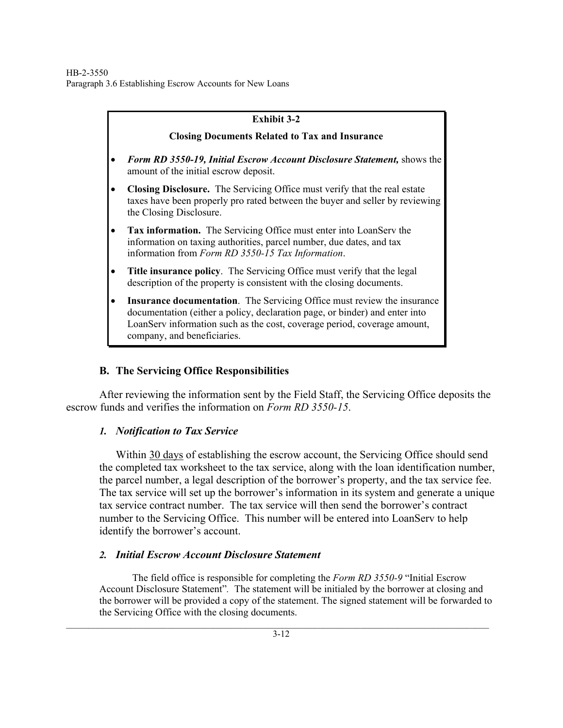**Exhibit 3-2**

**Closing Documents Related to Tax and Insurance**

- ***Form RD 3550-19, Initial Escrow Account Disclosure Statement,*** shows the amount of the initial escrow deposit.
- **Closing Disclosure.** The Servicing Office must verify that the real estate taxes have been properly pro rated between the buyer and seller by reviewing the Closing Disclosure.
- **Tax information.** The Servicing Office must enter into LoanServ the information on taxing authorities, parcel number, due dates, and tax information from *Form RD 3550-15 Tax Information*.
- **Title insurance policy**. The Servicing Office must verify that the legal description of the property is consistent with the closing documents.
- **Insurance documentation**. The Servicing Office must review the insurance documentation (either a policy, declaration page, or binder) and enter into LoanServ information such as the cost, coverage period, coverage amount, company, and beneficiaries.

## B. The Servicing Office Responsibilities

After reviewing the information sent by the Field Staff, the Servicing Office deposits the escrow funds and verifies the information on *Form RD 3550-15*.

### *1. Notification to Tax Service*

Within 30 days of establishing the escrow account, the Servicing Office should send the completed tax worksheet to the tax service, along with the loan identification number, the parcel number, a legal description of the borrower's property, and the tax service fee. The tax service will set up the borrower's information in its system and generate a unique tax service contract number. The tax service will then send the borrower's contract number to the Servicing Office. This number will be entered into LoanServ to help identify the borrower's account.

### *2. Initial Escrow Account Disclosure Statement*

The field office is responsible for completing the *Form RD 3550-9* "Initial Escrow Account Disclosure Statement". The statement will be initialed by the borrower at closing and the borrower will be provided a copy of the statement. The signed statement will be forwarded to the Servicing Office with the closing documents.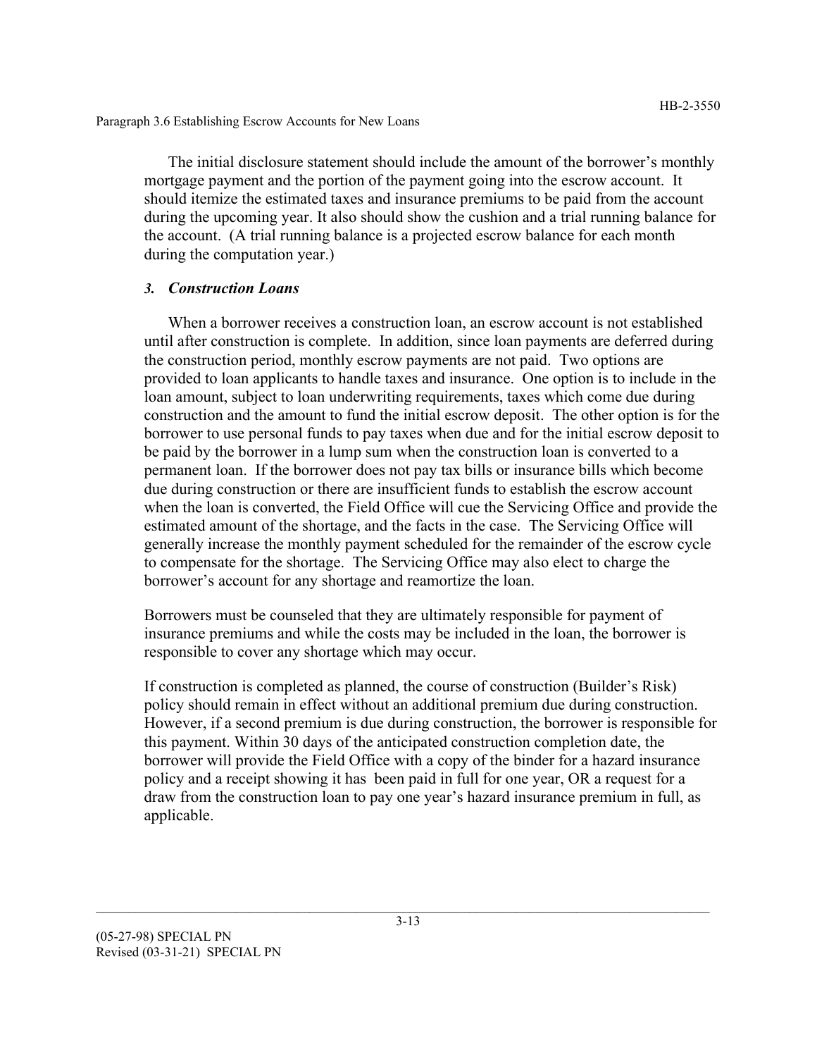The initial disclosure statement should include the amount of the borrower's monthly mortgage payment and the portion of the payment going into the escrow account. It should itemize the estimated taxes and insurance premiums to be paid from the account during the upcoming year. It also should show the cushion and a trial running balance for the account. (A trial running balance is a projected escrow balance for each month during the computation year.)

### *3. Construction Loans*

When a borrower receives a construction loan, an escrow account is not established until after construction is complete. In addition, since loan payments are deferred during the construction period, monthly escrow payments are not paid. Two options are provided to loan applicants to handle taxes and insurance. One option is to include in the loan amount, subject to loan underwriting requirements, taxes which come due during construction and the amount to fund the initial escrow deposit. The other option is for the borrower to use personal funds to pay taxes when due and for the initial escrow deposit to be paid by the borrower in a lump sum when the construction loan is converted to a permanent loan. If the borrower does not pay tax bills or insurance bills which become due during construction or there are insufficient funds to establish the escrow account when the loan is converted, the Field Office will cue the Servicing Office and provide the estimated amount of the shortage, and the facts in the case. The Servicing Office will generally increase the monthly payment scheduled for the remainder of the escrow cycle to compensate for the shortage. The Servicing Office may also elect to charge the borrower's account for any shortage and reamortize the loan.

Borrowers must be counseled that they are ultimately responsible for payment of insurance premiums and while the costs may be included in the loan, the borrower is responsible to cover any shortage which may occur.

If construction is completed as planned, the course of construction (Builder's Risk) policy should remain in effect without an additional premium due during construction. However, if a second premium is due during construction, the borrower is responsible for this payment. Within 30 days of the anticipated construction completion date, the borrower will provide the Field Office with a copy of the binder for a hazard insurance policy and a receipt showing it has been paid in full for one year, OR a request for a draw from the construction loan to pay one year's hazard insurance premium in full, as applicable.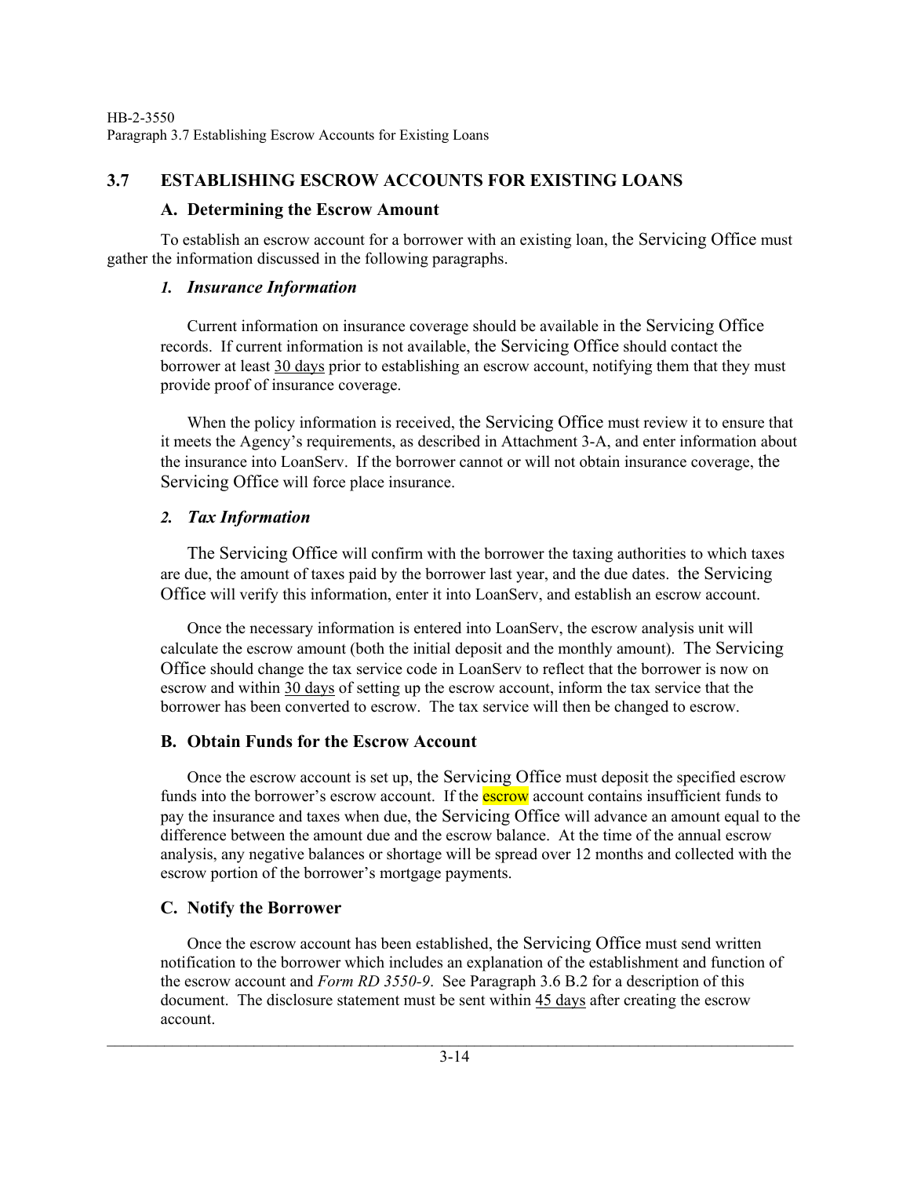## 3.7 ESTABLISHING ESCROW ACCOUNTS FOR EXISTING LOANS

### A. Determining the Escrow Amount

To establish an escrow account for a borrower with an existing loan, the Servicing Office must gather the information discussed in the following paragraphs.

#### *1. Insurance Information*

Current information on insurance coverage should be available in the Servicing Office records. If current information is not available, the Servicing Office should contact the borrower at least 30 days prior to establishing an escrow account, notifying them that they must provide proof of insurance coverage.

When the policy information is received, the Servicing Office must review it to ensure that it meets the Agency's requirements, as described in Attachment 3-A, and enter information about the insurance into LoanServ. If the borrower cannot or will not obtain insurance coverage, the Servicing Office will force place insurance.

#### *2. Tax Information*

The Servicing Office will confirm with the borrower the taxing authorities to which taxes are due, the amount of taxes paid by the borrower last year, and the due dates. the Servicing Office will verify this information, enter it into LoanServ, and establish an escrow account.

Once the necessary information is entered into LoanServ, the escrow analysis unit will calculate the escrow amount (both the initial deposit and the monthly amount). The Servicing Office should change the tax service code in LoanServ to reflect that the borrower is now on escrow and within 30 days of setting up the escrow account, inform the tax service that the borrower has been converted to escrow. The tax service will then be changed to escrow.

### B. Obtain Funds for the Escrow Account

Once the escrow account is set up, the Servicing Office must deposit the specified escrow funds into the borrower's escrow account. If the escrow account contains insufficient funds to pay the insurance and taxes when due, the Servicing Office will advance an amount equal to the difference between the amount due and the escrow balance. At the time of the annual escrow analysis, any negative balances or shortage will be spread over 12 months and collected with the escrow portion of the borrower's mortgage payments.

### C. Notify the Borrower

Once the escrow account has been established, the Servicing Office must send written notification to the borrower which includes an explanation of the establishment and function of the escrow account and *Form RD 3550-9*. See Paragraph 3.6 B.2 for a description of this document. The disclosure statement must be sent within 45 days after creating the escrow account.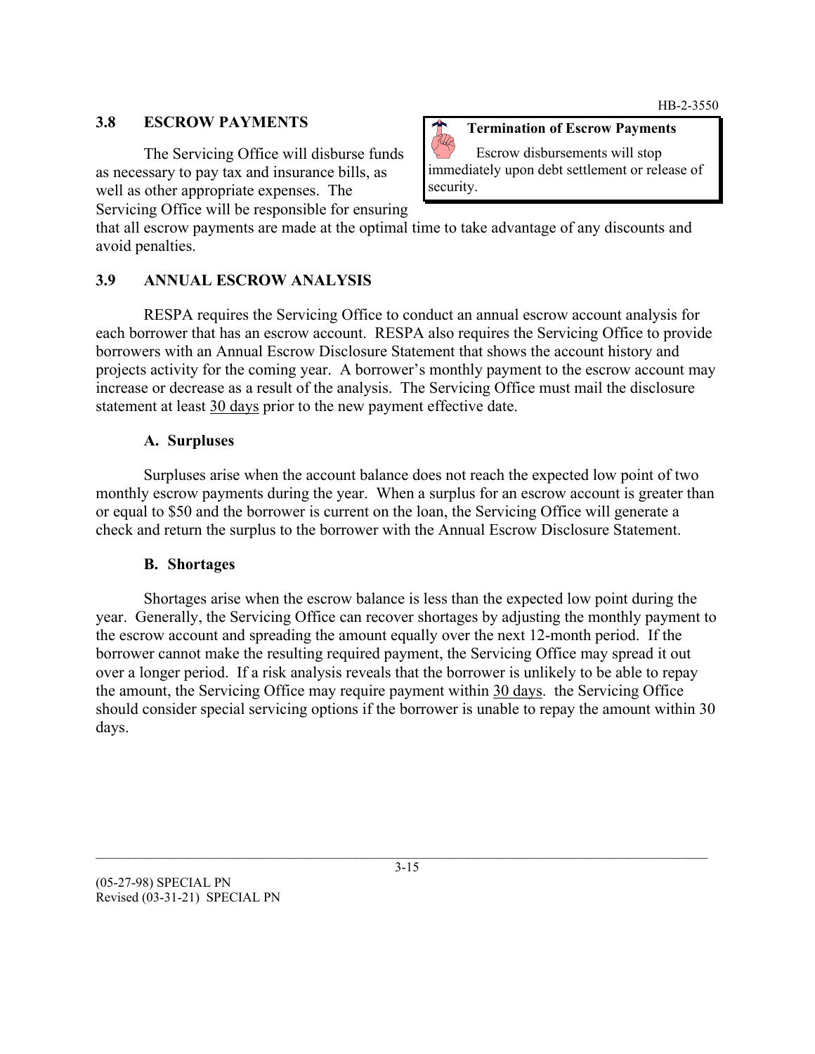## 3.8 ESCROW PAYMENTS

> **Termination of Escrow Payments**
>
> Escrow disbursements will stop immediately upon debt settlement or release of security.

The Servicing Office will disburse funds as necessary to pay tax and insurance bills, as well as other appropriate expenses. The Servicing Office will be responsible for ensuring that all escrow payments are made at the optimal time to take advantage of any discounts and avoid penalties.

## 3.9 ANNUAL ESCROW ANALYSIS

RESPA requires the Servicing Office to conduct an annual escrow account analysis for each borrower that has an escrow account. RESPA also requires the Servicing Office to provide borrowers with an Annual Escrow Disclosure Statement that shows the account history and projects activity for the coming year. A borrower's monthly payment to the escrow account may increase or decrease as a result of the analysis. The Servicing Office must mail the disclosure statement at least 30 days prior to the new payment effective date.

### A. Surpluses

Surpluses arise when the account balance does not reach the expected low point of two monthly escrow payments during the year. When a surplus for an escrow account is greater than or equal to $50 and the borrower is current on the loan, the Servicing Office will generate a check and return the surplus to the borrower with the Annual Escrow Disclosure Statement.

### B. Shortages

Shortages arise when the escrow balance is less than the expected low point during the year. Generally, the Servicing Office can recover shortages by adjusting the monthly payment to the escrow account and spreading the amount equally over the next 12-month period. If the borrower cannot make the resulting required payment, the Servicing Office may spread it out over a longer period. If a risk analysis reveals that the borrower is unlikely to be able to repay the amount, the Servicing Office may require payment within 30 days. the Servicing Office should consider special servicing options if the borrower is unable to repay the amount within 30 days.

(05-27-98) SPECIAL PN
Revised (03-31-21) SPECIAL PN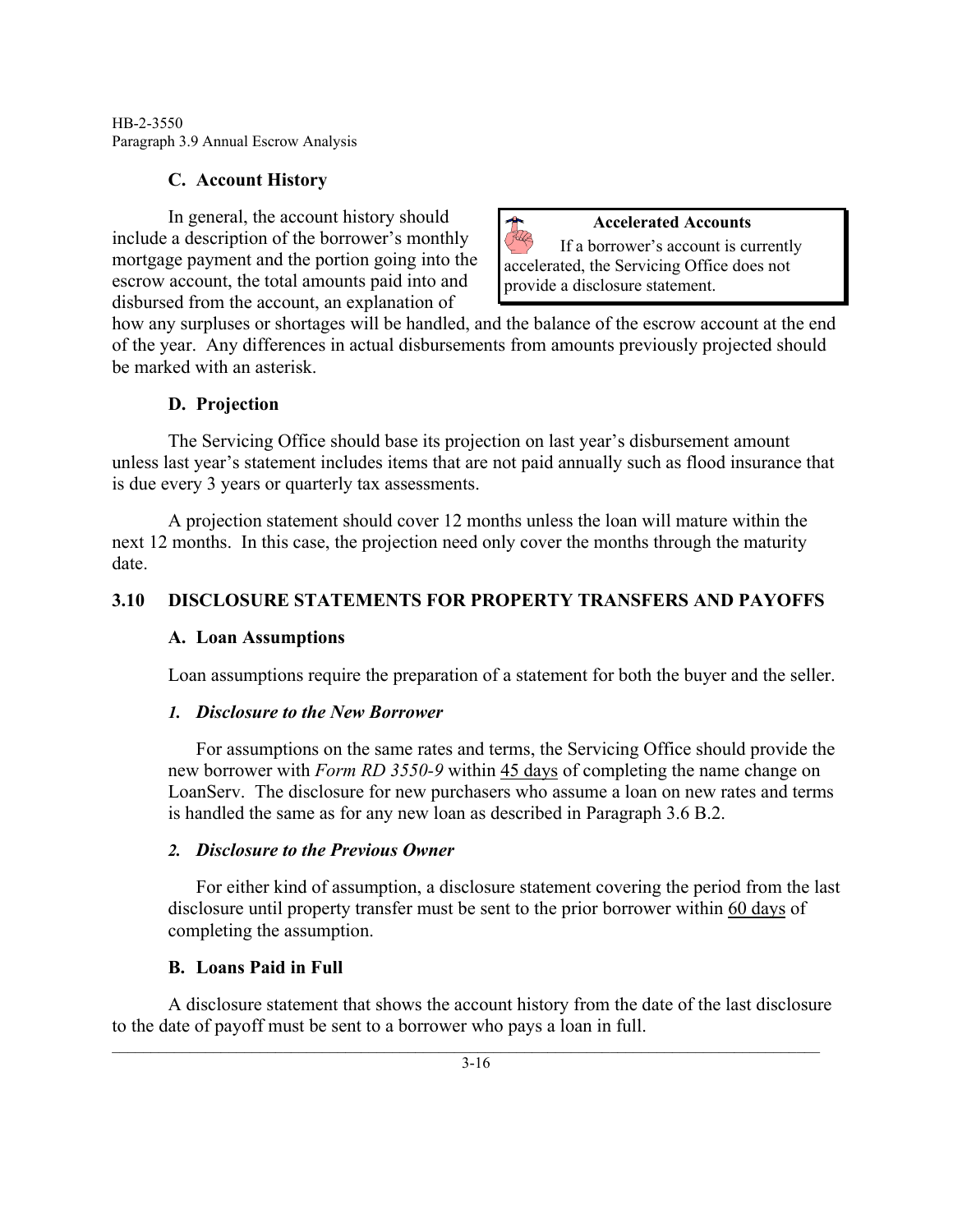### C. Account History

> **Accelerated Accounts**
>
> If a borrower's account is currently accelerated, the Servicing Office does not provide a disclosure statement.

In general, the account history should include a description of the borrower's monthly mortgage payment and the portion going into the escrow account, the total amounts paid into and disbursed from the account, an explanation of how any surpluses or shortages will be handled, and the balance of the escrow account at the end of the year. Any differences in actual disbursements from amounts previously projected should be marked with an asterisk.

### D. Projection

The Servicing Office should base its projection on last year's disbursement amount unless last year's statement includes items that are not paid annually such as flood insurance that is due every 3 years or quarterly tax assessments.

A projection statement should cover 12 months unless the loan will mature within the next 12 months. In this case, the projection need only cover the months through the maturity date.

## 3.10 DISCLOSURE STATEMENTS FOR PROPERTY TRANSFERS AND PAYOFFS

### A. Loan Assumptions

Loan assumptions require the preparation of a statement for both the buyer and the seller.

#### *1. Disclosure to the New Borrower*

For assumptions on the same rates and terms, the Servicing Office should provide the new borrower with *Form RD 3550-9* within 45 days of completing the name change on LoanServ. The disclosure for new purchasers who assume a loan on new rates and terms is handled the same as for any new loan as described in Paragraph 3.6 B.2.

#### *2. Disclosure to the Previous Owner*

For either kind of assumption, a disclosure statement covering the period from the last disclosure until property transfer must be sent to the prior borrower within 60 days of completing the assumption.

### B. Loans Paid in Full

A disclosure statement that shows the account history from the date of the last disclosure to the date of payoff must be sent to a borrower who pays a loan in full.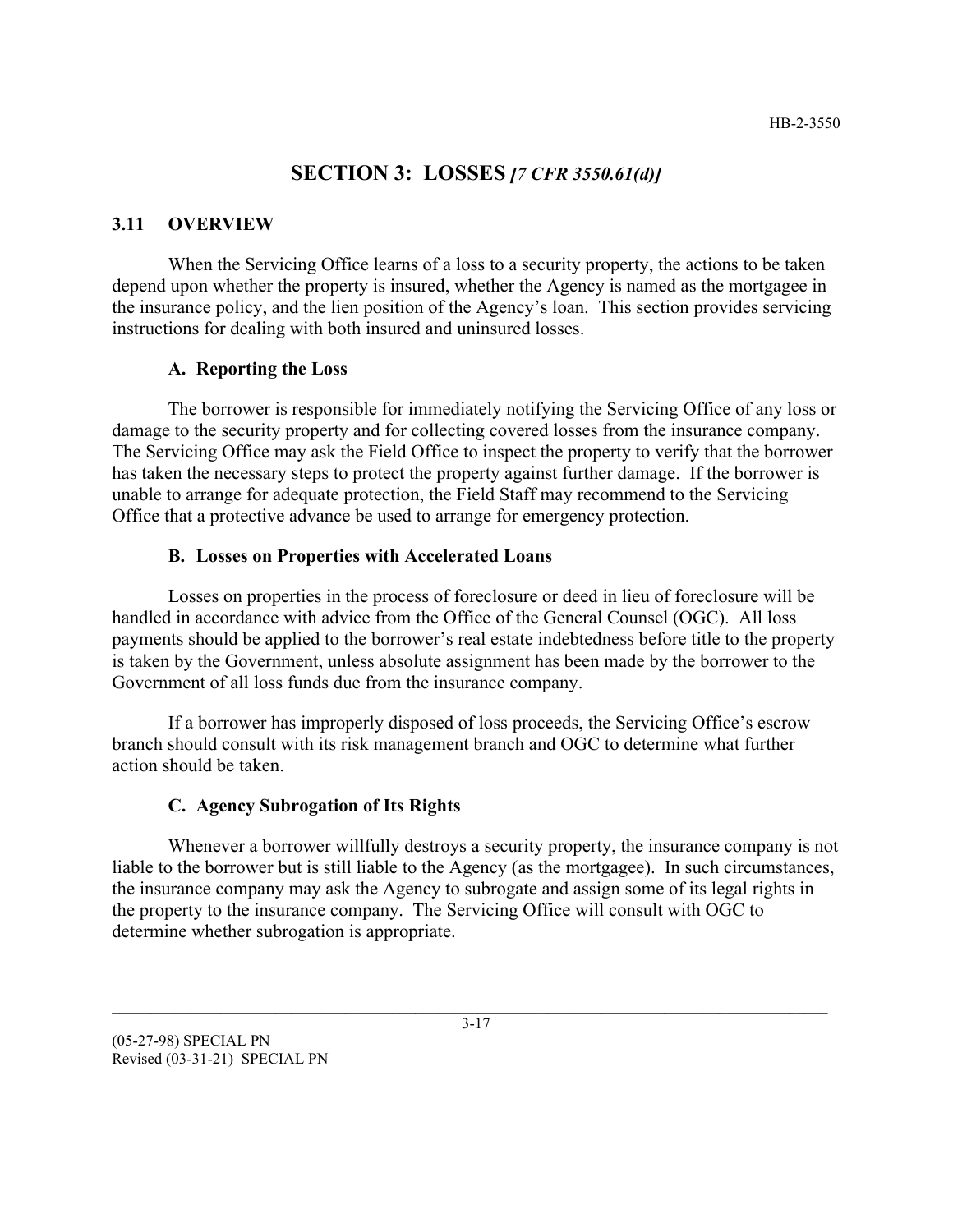# SECTION 3: LOSSES *[7 CFR 3550.61(d)]*

## 3.11 OVERVIEW

When the Servicing Office learns of a loss to a security property, the actions to be taken depend upon whether the property is insured, whether the Agency is named as the mortgagee in the insurance policy, and the lien position of the Agency's loan. This section provides servicing instructions for dealing with both insured and uninsured losses.

### A. Reporting the Loss

The borrower is responsible for immediately notifying the Servicing Office of any loss or damage to the security property and for collecting covered losses from the insurance company. The Servicing Office may ask the Field Office to inspect the property to verify that the borrower has taken the necessary steps to protect the property against further damage. If the borrower is unable to arrange for adequate protection, the Field Staff may recommend to the Servicing Office that a protective advance be used to arrange for emergency protection.

### B. Losses on Properties with Accelerated Loans

Losses on properties in the process of foreclosure or deed in lieu of foreclosure will be handled in accordance with advice from the Office of the General Counsel (OGC). All loss payments should be applied to the borrower's real estate indebtedness before title to the property is taken by the Government, unless absolute assignment has been made by the borrower to the Government of all loss funds due from the insurance company.

If a borrower has improperly disposed of loss proceeds, the Servicing Office's escrow branch should consult with its risk management branch and OGC to determine what further action should be taken.

### C. Agency Subrogation of Its Rights

Whenever a borrower willfully destroys a security property, the insurance company is not liable to the borrower but is still liable to the Agency (as the mortgagee). In such circumstances, the insurance company may ask the Agency to subrogate and assign some of its legal rights in the property to the insurance company. The Servicing Office will consult with OGC to determine whether subrogation is appropriate.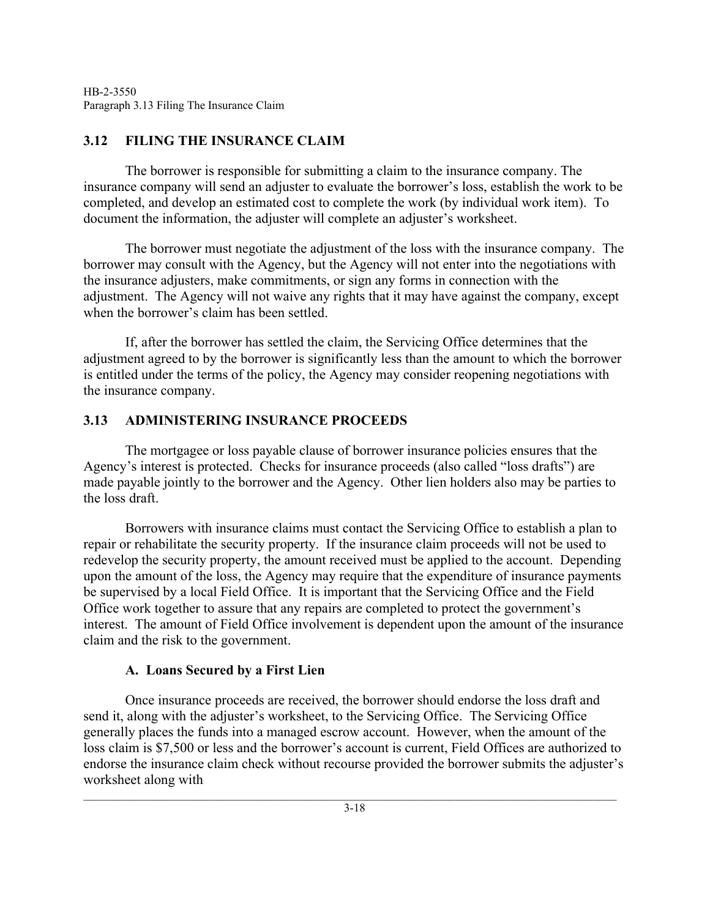## 3.12 FILING THE INSURANCE CLAIM

The borrower is responsible for submitting a claim to the insurance company. The insurance company will send an adjuster to evaluate the borrower's loss, establish the work to be completed, and develop an estimated cost to complete the work (by individual work item). To document the information, the adjuster will complete an adjuster's worksheet.

The borrower must negotiate the adjustment of the loss with the insurance company. The borrower may consult with the Agency, but the Agency will not enter into the negotiations with the insurance adjusters, make commitments, or sign any forms in connection with the adjustment. The Agency will not waive any rights that it may have against the company, except when the borrower's claim has been settled.

If, after the borrower has settled the claim, the Servicing Office determines that the adjustment agreed to by the borrower is significantly less than the amount to which the borrower is entitled under the terms of the policy, the Agency may consider reopening negotiations with the insurance company.

## 3.13 ADMINISTERING INSURANCE PROCEEDS

The mortgagee or loss payable clause of borrower insurance policies ensures that the Agency's interest is protected. Checks for insurance proceeds (also called "loss drafts") are made payable jointly to the borrower and the Agency. Other lien holders also may be parties to the loss draft.

Borrowers with insurance claims must contact the Servicing Office to establish a plan to repair or rehabilitate the security property. If the insurance claim proceeds will not be used to redevelop the security property, the amount received must be applied to the account. Depending upon the amount of the loss, the Agency may require that the expenditure of insurance payments be supervised by a local Field Office. It is important that the Servicing Office and the Field Office work together to assure that any repairs are completed to protect the government's interest. The amount of Field Office involvement is dependent upon the amount of the insurance claim and the risk to the government.

### A. Loans Secured by a First Lien

Once insurance proceeds are received, the borrower should endorse the loss draft and send it, along with the adjuster's worksheet, to the Servicing Office. The Servicing Office generally places the funds into a managed escrow account. However, when the amount of the loss claim is $7,500 or less and the borrower's account is current, Field Offices are authorized to endorse the insurance claim check without recourse provided the borrower submits the adjuster's worksheet along with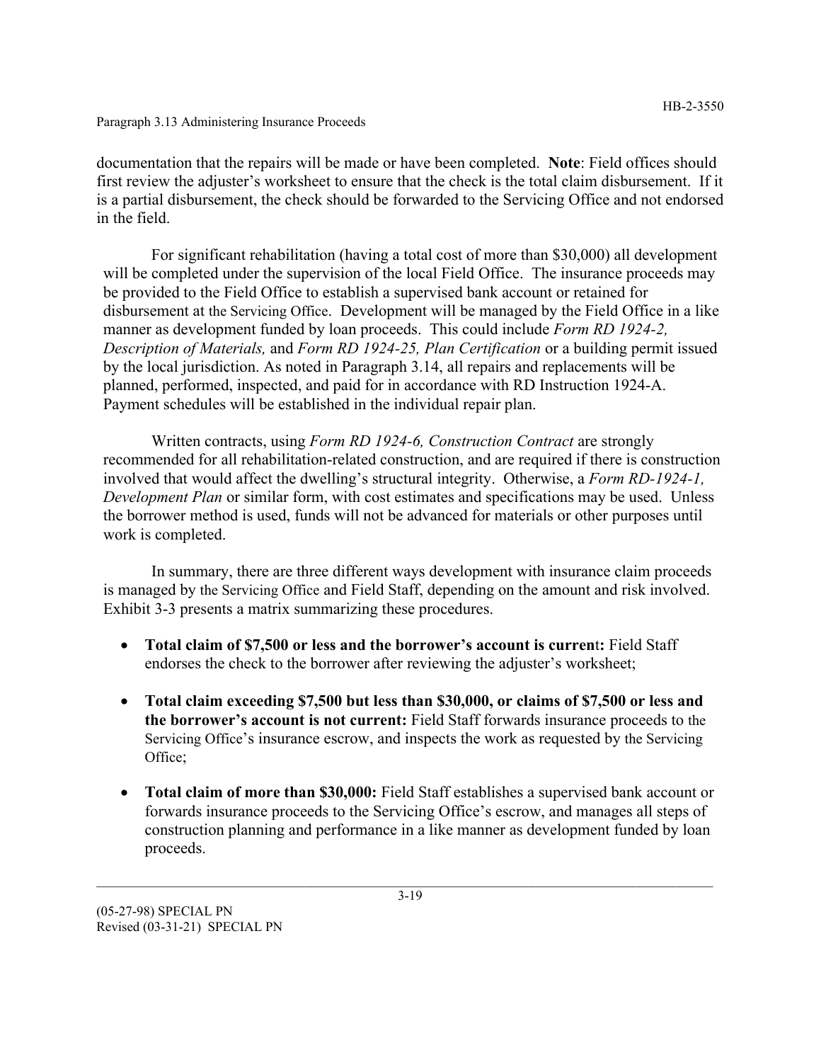documentation that the repairs will be made or have been completed. **Note**: Field offices should first review the adjuster's worksheet to ensure that the check is the total claim disbursement. If it is a partial disbursement, the check should be forwarded to the Servicing Office and not endorsed in the field.

For significant rehabilitation (having a total cost of more than $30,000) all development will be completed under the supervision of the local Field Office. The insurance proceeds may be provided to the Field Office to establish a supervised bank account or retained for disbursement at the Servicing Office. Development will be managed by the Field Office in a like manner as development funded by loan proceeds. This could include *Form RD 1924-2, Description of Materials,* and *Form RD 1924-25, Plan Certification* or a building permit issued by the local jurisdiction. As noted in Paragraph 3.14, all repairs and replacements will be planned, performed, inspected, and paid for in accordance with RD Instruction 1924-A. Payment schedules will be established in the individual repair plan.

Written contracts, using *Form RD 1924-6, Construction Contract* are strongly recommended for all rehabilitation-related construction, and are required if there is construction involved that would affect the dwelling's structural integrity. Otherwise, a *Form RD-1924-1, Development Plan* or similar form, with cost estimates and specifications may be used. Unless the borrower method is used, funds will not be advanced for materials or other purposes until work is completed.

In summary, there are three different ways development with insurance claim proceeds is managed by the Servicing Office and Field Staff, depending on the amount and risk involved. Exhibit 3-3 presents a matrix summarizing these procedures.

- **Total claim of $7,500 or less and the borrower's account is current:** Field Staff endorses the check to the borrower after reviewing the adjuster's worksheet;
- **Total claim exceeding $7,500 but less than $30,000, or claims of $7,500 or less and the borrower's account is not current:** Field Staff forwards insurance proceeds to the Servicing Office's insurance escrow, and inspects the work as requested by the Servicing Office;
- **Total claim of more than $30,000:** Field Staff establishes a supervised bank account or forwards insurance proceeds to the Servicing Office's escrow, and manages all steps of construction planning and performance in a like manner as development funded by loan proceeds.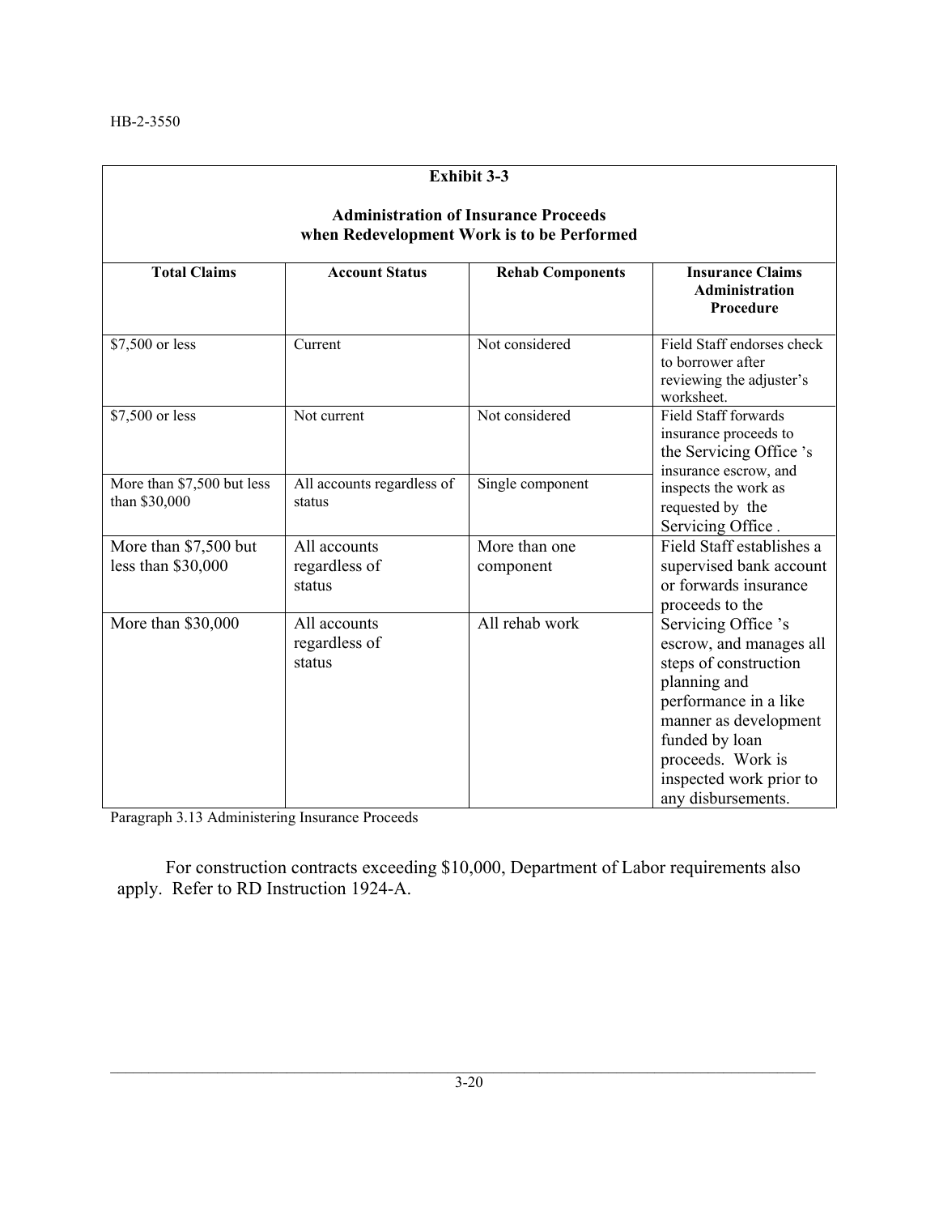**Exhibit 3-3**

**Administration of Insurance Proceeds when Redevelopment Work is to be Performed**

| Total Claims | Account Status | Rehab Components | Insurance Claims Administration Procedure |
|---|---|---|---|
| $7,500 or less | Current | Not considered | Field Staff endorses check to borrower after reviewing the adjuster's worksheet. |
| $7,500 or less | Not current | Not considered | Field Staff forwards insurance proceeds to the Servicing Office 's insurance escrow, and inspects the work as requested by the Servicing Office . |
| More than $7,500 but less than $30,000 | All accounts regardless of status | Single component | |
| More than $7,500 but less than $30,000 | All accounts regardless of status | More than one component | Field Staff establishes a supervised bank account or forwards insurance proceeds to the Servicing Office 's escrow, and manages all steps of construction planning and performance in a like manner as development funded by loan proceeds. Work is inspected work prior to any disbursements. |
| More than $30,000 | All accounts regardless of status | All rehab work | |

Paragraph 3.13 Administering Insurance Proceeds

For construction contracts exceeding $10,000, Department of Labor requirements also apply. Refer to RD Instruction 1924-A.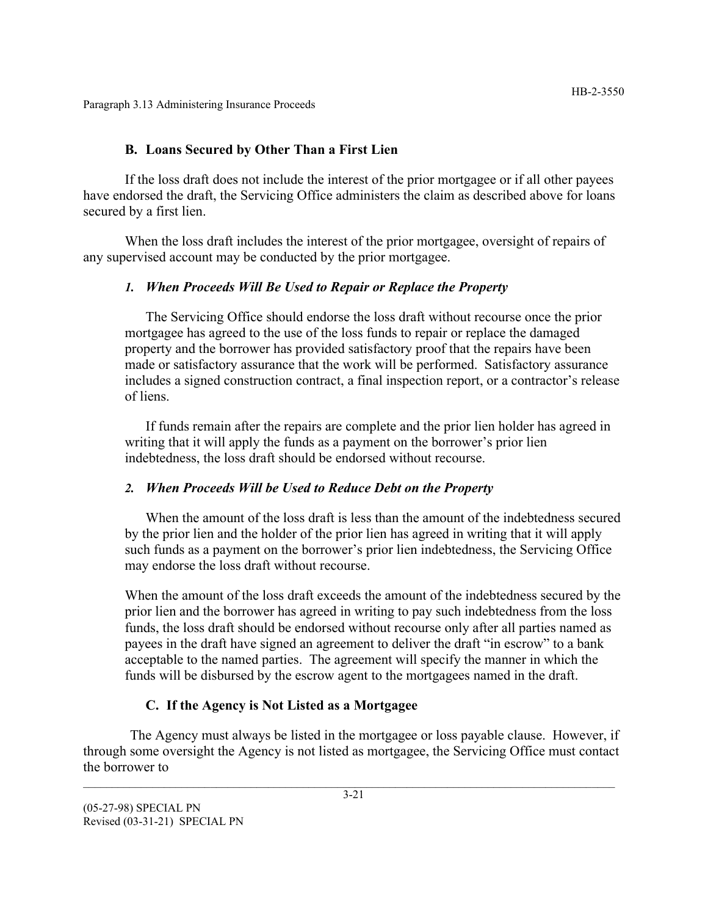## B. Loans Secured by Other Than a First Lien

If the loss draft does not include the interest of the prior mortgagee or if all other payees have endorsed the draft, the Servicing Office administers the claim as described above for loans secured by a first lien.

When the loss draft includes the interest of the prior mortgagee, oversight of repairs of any supervised account may be conducted by the prior mortgagee.

### *1. When Proceeds Will Be Used to Repair or Replace the Property*

The Servicing Office should endorse the loss draft without recourse once the prior mortgagee has agreed to the use of the loss funds to repair or replace the damaged property and the borrower has provided satisfactory proof that the repairs have been made or satisfactory assurance that the work will be performed. Satisfactory assurance includes a signed construction contract, a final inspection report, or a contractor's release of liens.

If funds remain after the repairs are complete and the prior lien holder has agreed in writing that it will apply the funds as a payment on the borrower's prior lien indebtedness, the loss draft should be endorsed without recourse.

### *2. When Proceeds Will be Used to Reduce Debt on the Property*

When the amount of the loss draft is less than the amount of the indebtedness secured by the prior lien and the holder of the prior lien has agreed in writing that it will apply such funds as a payment on the borrower's prior lien indebtedness, the Servicing Office may endorse the loss draft without recourse.

When the amount of the loss draft exceeds the amount of the indebtedness secured by the prior lien and the borrower has agreed in writing to pay such indebtedness from the loss funds, the loss draft should be endorsed without recourse only after all parties named as payees in the draft have signed an agreement to deliver the draft "in escrow" to a bank acceptable to the named parties. The agreement will specify the manner in which the funds will be disbursed by the escrow agent to the mortgagees named in the draft.

## C. If the Agency is Not Listed as a Mortgagee

The Agency must always be listed in the mortgagee or loss payable clause. However, if through some oversight the Agency is not listed as mortgagee, the Servicing Office must contact the borrower to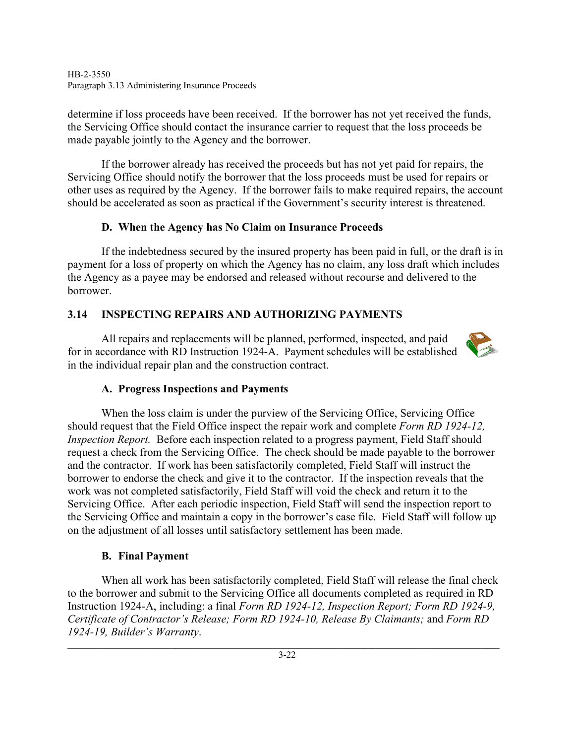determine if loss proceeds have been received. If the borrower has not yet received the funds, the Servicing Office should contact the insurance carrier to request that the loss proceeds be made payable jointly to the Agency and the borrower.

If the borrower already has received the proceeds but has not yet paid for repairs, the Servicing Office should notify the borrower that the loss proceeds must be used for repairs or other uses as required by the Agency. If the borrower fails to make required repairs, the account should be accelerated as soon as practical if the Government's security interest is threatened.

### D. When the Agency has No Claim on Insurance Proceeds

If the indebtedness secured by the insured property has been paid in full, or the draft is in payment for a loss of property on which the Agency has no claim, any loss draft which includes the Agency as a payee may be endorsed and released without recourse and delivered to the borrower.

## 3.14 INSPECTING REPAIRS AND AUTHORIZING PAYMENTS

All repairs and replacements will be planned, performed, inspected, and paid for in accordance with RD Instruction 1924-A. Payment schedules will be established in the individual repair plan and the construction contract.

### A. Progress Inspections and Payments

When the loss claim is under the purview of the Servicing Office, Servicing Office should request that the Field Office inspect the repair work and complete *Form RD 1924-12, Inspection Report.* Before each inspection related to a progress payment, Field Staff should request a check from the Servicing Office. The check should be made payable to the borrower and the contractor. If work has been satisfactorily completed, Field Staff will instruct the borrower to endorse the check and give it to the contractor. If the inspection reveals that the work was not completed satisfactorily, Field Staff will void the check and return it to the Servicing Office. After each periodic inspection, Field Staff will send the inspection report to the Servicing Office and maintain a copy in the borrower's case file. Field Staff will follow up on the adjustment of all losses until satisfactory settlement has been made.

### B. Final Payment

When all work has been satisfactorily completed, Field Staff will release the final check to the borrower and submit to the Servicing Office all documents completed as required in RD Instruction 1924-A, including: a final *Form RD 1924-12, Inspection Report; Form RD 1924-9, Certificate of Contractor's Release; Form RD 1924-10, Release By Claimants;* and *Form RD 1924-19, Builder's Warranty*.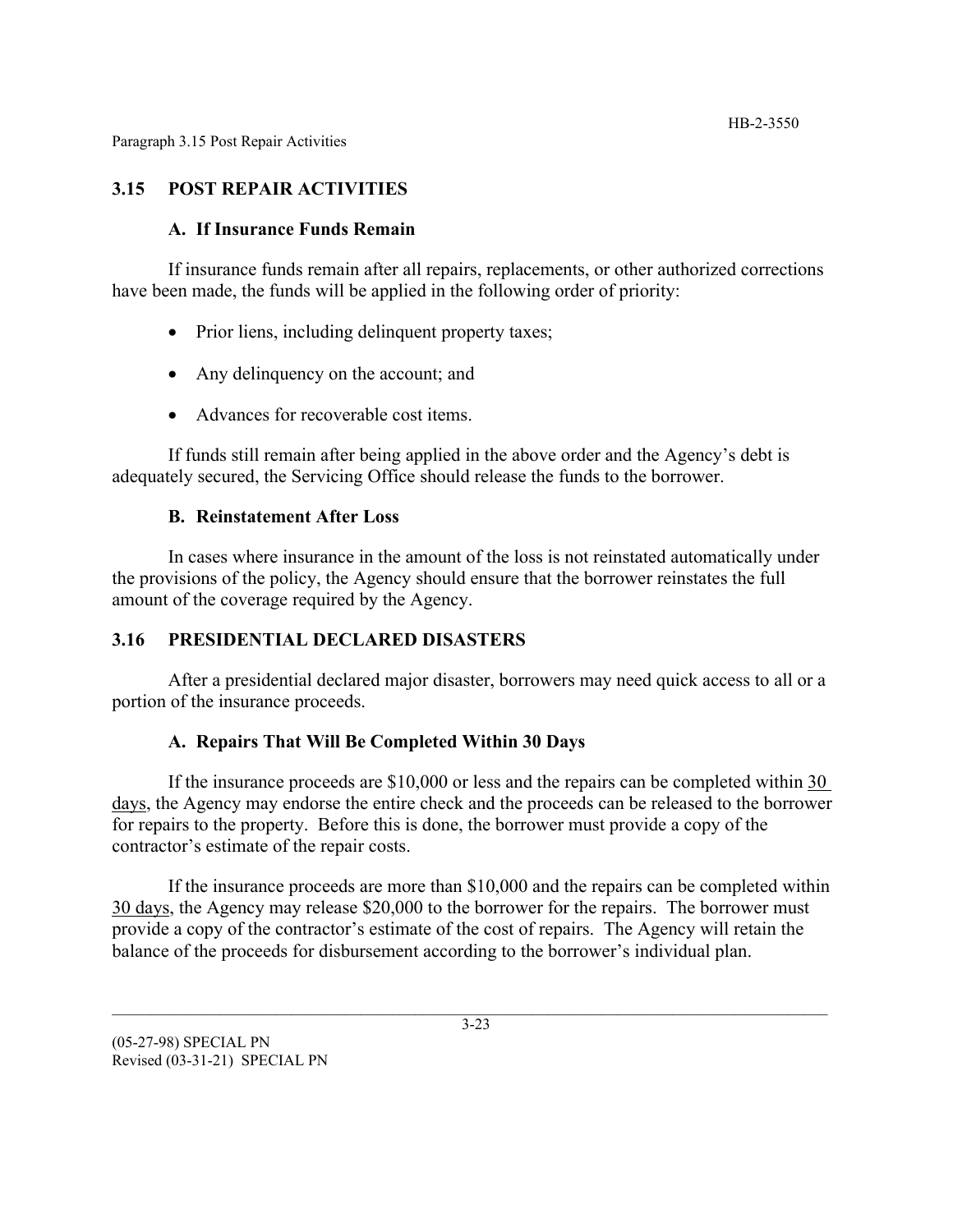## 3.15 POST REPAIR ACTIVITIES

### A. If Insurance Funds Remain

If insurance funds remain after all repairs, replacements, or other authorized corrections have been made, the funds will be applied in the following order of priority:

- Prior liens, including delinquent property taxes;
- Any delinquency on the account; and
- Advances for recoverable cost items.

If funds still remain after being applied in the above order and the Agency's debt is adequately secured, the Servicing Office should release the funds to the borrower.

### B. Reinstatement After Loss

In cases where insurance in the amount of the loss is not reinstated automatically under the provisions of the policy, the Agency should ensure that the borrower reinstates the full amount of the coverage required by the Agency.

## 3.16 PRESIDENTIAL DECLARED DISASTERS

After a presidential declared major disaster, borrowers may need quick access to all or a portion of the insurance proceeds.

### A. Repairs That Will Be Completed Within 30 Days

If the insurance proceeds are $10,000 or less and the repairs can be completed within 30 days, the Agency may endorse the entire check and the proceeds can be released to the borrower for repairs to the property. Before this is done, the borrower must provide a copy of the contractor's estimate of the repair costs.

If the insurance proceeds are more than $10,000 and the repairs can be completed within 30 days, the Agency may release $20,000 to the borrower for the repairs. The borrower must provide a copy of the contractor's estimate of the cost of repairs. The Agency will retain the balance of the proceeds for disbursement according to the borrower's individual plan.

(05-27-98) SPECIAL PN
Revised (03-31-21) SPECIAL PN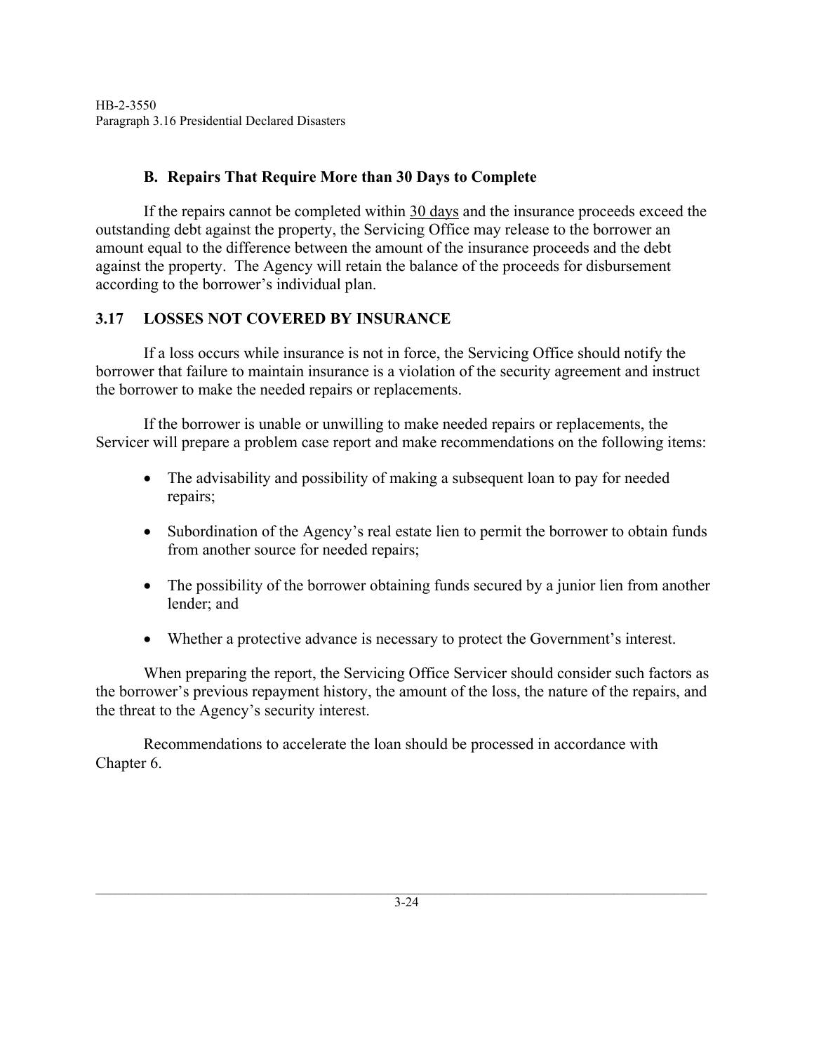### B. Repairs That Require More than 30 Days to Complete

If the repairs cannot be completed within 30 days and the insurance proceeds exceed the outstanding debt against the property, the Servicing Office may release to the borrower an amount equal to the difference between the amount of the insurance proceeds and the debt against the property. The Agency will retain the balance of the proceeds for disbursement according to the borrower's individual plan.

## 3.17 LOSSES NOT COVERED BY INSURANCE

If a loss occurs while insurance is not in force, the Servicing Office should notify the borrower that failure to maintain insurance is a violation of the security agreement and instruct the borrower to make the needed repairs or replacements.

If the borrower is unable or unwilling to make needed repairs or replacements, the Servicer will prepare a problem case report and make recommendations on the following items:

- The advisability and possibility of making a subsequent loan to pay for needed repairs;
- Subordination of the Agency's real estate lien to permit the borrower to obtain funds from another source for needed repairs;
- The possibility of the borrower obtaining funds secured by a junior lien from another lender; and
- Whether a protective advance is necessary to protect the Government's interest.

When preparing the report, the Servicing Office Servicer should consider such factors as the borrower's previous repayment history, the amount of the loss, the nature of the repairs, and the threat to the Agency's security interest.

Recommendations to accelerate the loan should be processed in accordance with Chapter 6.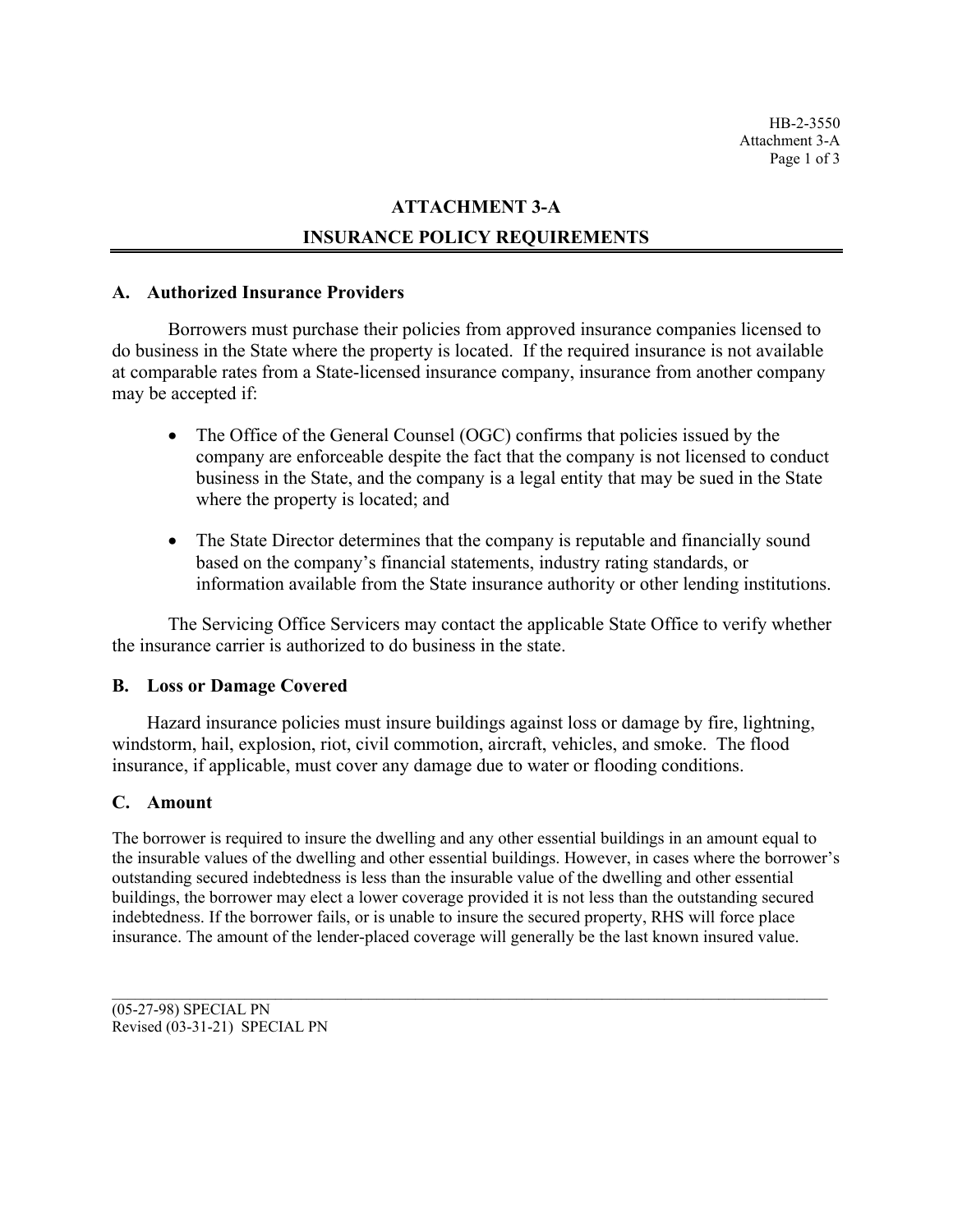# ATTACHMENT 3-A

# INSURANCE POLICY REQUIREMENTS

## A. Authorized Insurance Providers

Borrowers must purchase their policies from approved insurance companies licensed to do business in the State where the property is located. If the required insurance is not available at comparable rates from a State-licensed insurance company, insurance from another company may be accepted if:

- The Office of the General Counsel (OGC) confirms that policies issued by the company are enforceable despite the fact that the company is not licensed to conduct business in the State, and the company is a legal entity that may be sued in the State where the property is located; and
- The State Director determines that the company is reputable and financially sound based on the company's financial statements, industry rating standards, or information available from the State insurance authority or other lending institutions.

The Servicing Office Servicers may contact the applicable State Office to verify whether the insurance carrier is authorized to do business in the state.

## B. Loss or Damage Covered

Hazard insurance policies must insure buildings against loss or damage by fire, lightning, windstorm, hail, explosion, riot, civil commotion, aircraft, vehicles, and smoke. The flood insurance, if applicable, must cover any damage due to water or flooding conditions.

## C. Amount

The borrower is required to insure the dwelling and any other essential buildings in an amount equal to the insurable values of the dwelling and other essential buildings. However, in cases where the borrower's outstanding secured indebtedness is less than the insurable value of the dwelling and other essential buildings, the borrower may elect a lower coverage provided it is not less than the outstanding secured indebtedness. If the borrower fails, or is unable to insure the secured property, RHS will force place insurance. The amount of the lender-placed coverage will generally be the last known insured value.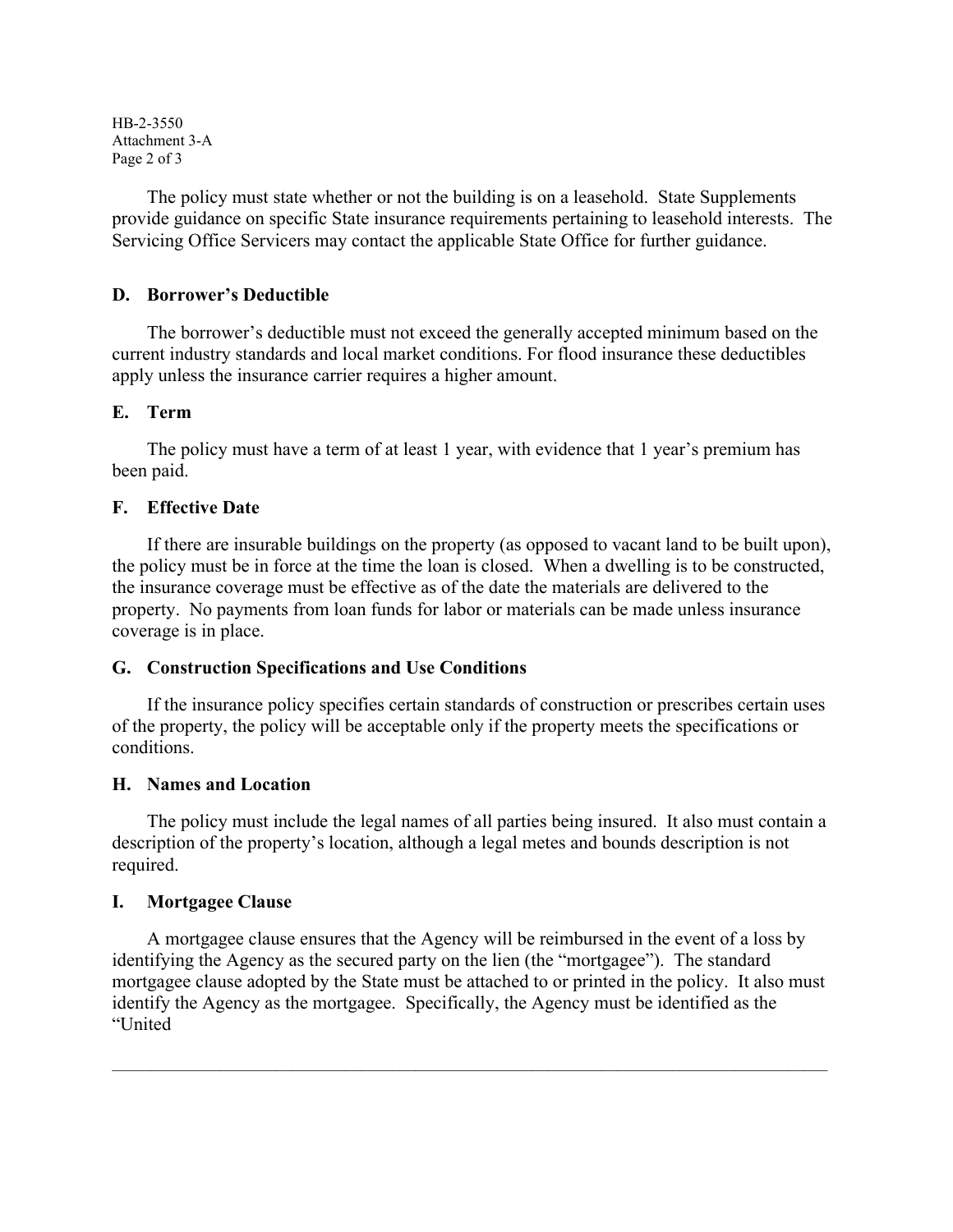The policy must state whether or not the building is on a leasehold. State Supplements provide guidance on specific State insurance requirements pertaining to leasehold interests. The Servicing Office Servicers may contact the applicable State Office for further guidance.

### D. Borrower's Deductible

The borrower's deductible must not exceed the generally accepted minimum based on the current industry standards and local market conditions. For flood insurance these deductibles apply unless the insurance carrier requires a higher amount.

### E. Term

The policy must have a term of at least 1 year, with evidence that 1 year's premium has been paid.

### F. Effective Date

If there are insurable buildings on the property (as opposed to vacant land to be built upon), the policy must be in force at the time the loan is closed. When a dwelling is to be constructed, the insurance coverage must be effective as of the date the materials are delivered to the property. No payments from loan funds for labor or materials can be made unless insurance coverage is in place.

### G. Construction Specifications and Use Conditions

If the insurance policy specifies certain standards of construction or prescribes certain uses of the property, the policy will be acceptable only if the property meets the specifications or conditions.

### H. Names and Location

The policy must include the legal names of all parties being insured. It also must contain a description of the property's location, although a legal metes and bounds description is not required.

### I. Mortgagee Clause

A mortgagee clause ensures that the Agency will be reimbursed in the event of a loss by identifying the Agency as the secured party on the lien (the "mortgagee"). The standard mortgagee clause adopted by the State must be attached to or printed in the policy. It also must identify the Agency as the mortgagee. Specifically, the Agency must be identified as the "United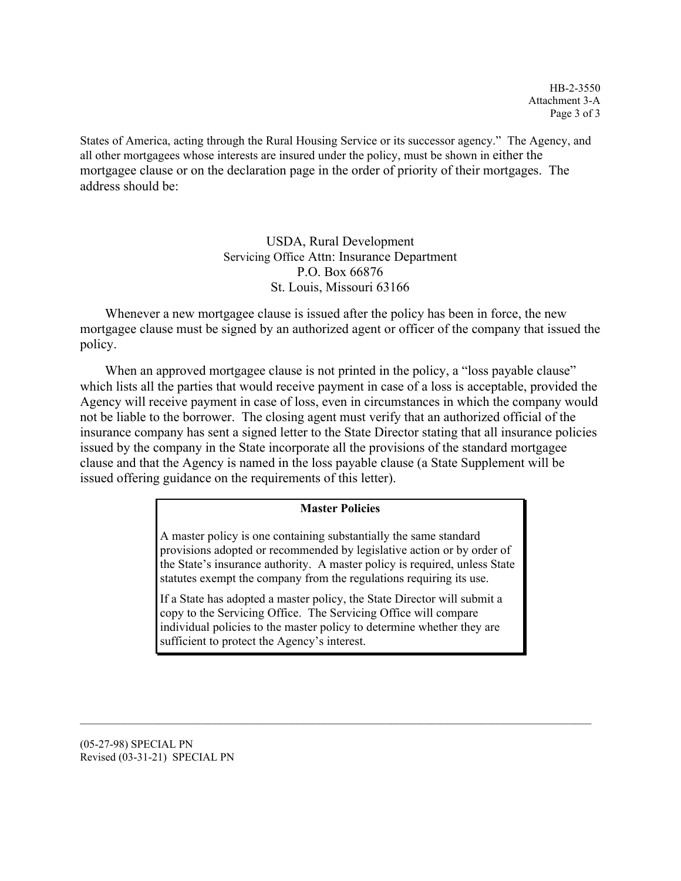States of America, acting through the Rural Housing Service or its successor agency." The Agency, and all other mortgagees whose interests are insured under the policy, must be shown in either the mortgagee clause or on the declaration page in the order of priority of their mortgages. The address should be:

USDA, Rural Development
Servicing Office Attn: Insurance Department
P.O. Box 66876
St. Louis, Missouri 63166

Whenever a new mortgagee clause is issued after the policy has been in force, the new mortgagee clause must be signed by an authorized agent or officer of the company that issued the policy.

When an approved mortgagee clause is not printed in the policy, a "loss payable clause" which lists all the parties that would receive payment in case of a loss is acceptable, provided the Agency will receive payment in case of loss, even in circumstances in which the company would not be liable to the borrower. The closing agent must verify that an authorized official of the insurance company has sent a signed letter to the State Director stating that all insurance policies issued by the company in the State incorporate all the provisions of the standard mortgagee clause and that the Agency is named in the loss payable clause (a State Supplement will be issued offering guidance on the requirements of this letter).

**Master Policies**

A master policy is one containing substantially the same standard provisions adopted or recommended by legislative action or by order of the State's insurance authority. A master policy is required, unless State statutes exempt the company from the regulations requiring its use.

If a State has adopted a master policy, the State Director will submit a copy to the Servicing Office. The Servicing Office will compare individual policies to the master policy to determine whether they are sufficient to protect the Agency's interest.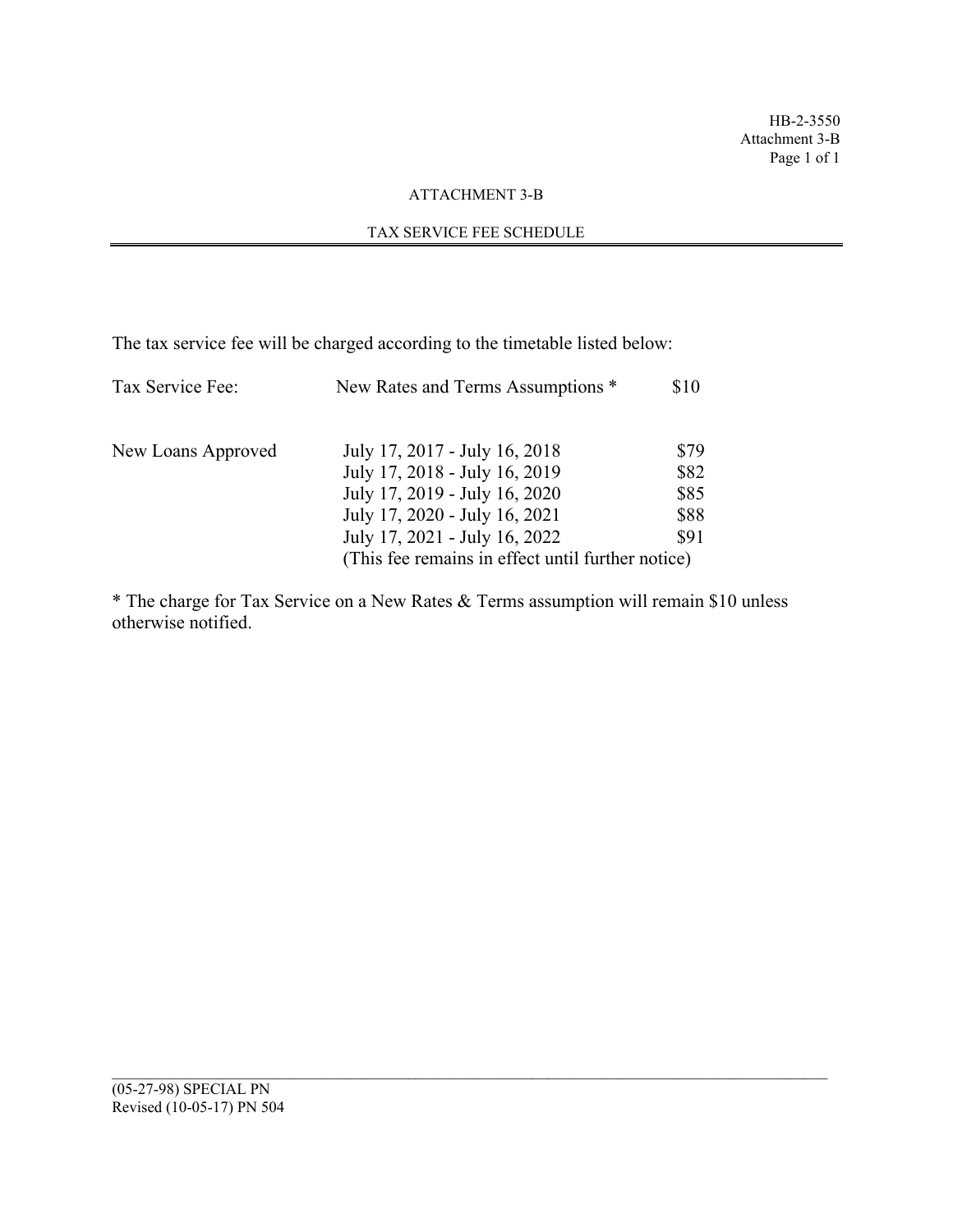## ATTACHMENT 3-B

## TAX SERVICE FEE SCHEDULE

The tax service fee will be charged according to the timetable listed below:

| | | |
|---|---|---|
| Tax Service Fee: | New Rates and Terms Assumptions * | $10 |
| | | |
| New Loans Approved | July 17, 2017 - July 16, 2018 | $79 |
| | July 17, 2018 - July 16, 2019 | $82 |
| | July 17, 2019 - July 16, 2020 | $85 |
| | July 17, 2020 - July 16, 2021 | $88 |
| | July 17, 2021 - July 16, 2022 | $91 |
| | (This fee remains in effect until further notice) | |

* The charge for Tax Service on a New Rates & Terms assumption will remain $10 unless otherwise notified.

(05-27-98) SPECIAL PN
Revised (10-05-17) PN 504